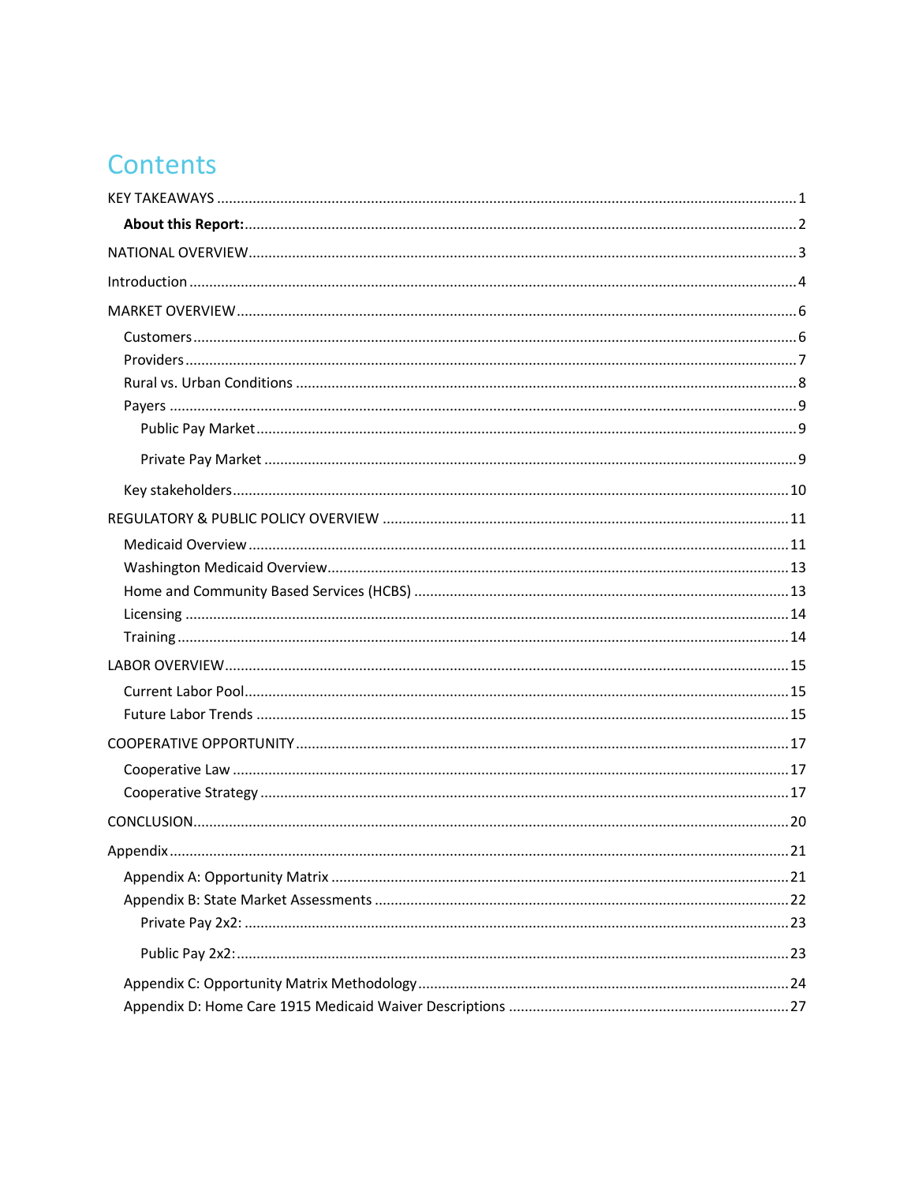# Contents

KEY TAKEAWAYS ............ 1

- **About this Report:** ............ 2

NATIONAL OVERVIEW ............ 3

Introduction ............ 4

MARKET OVERVIEW ............ 6

- Customers ............ 6
- Providers ............ 7
- Rural vs. Urban Conditions ............ 8
- Payers ............ 9
  - Public Pay Market ............ 9
  - Private Pay Market ............ 9
- Key stakeholders ............ 10

REGULATORY & PUBLIC POLICY OVERVIEW ............ 11

- Medicaid Overview ............ 11
- Washington Medicaid Overview ............ 13
- Home and Community Based Services (HCBS) ............ 13
- Licensing ............ 14
- Training ............ 14

LABOR OVERVIEW ............ 15

- Current Labor Pool ............ 15
- Future Labor Trends ............ 15

COOPERATIVE OPPORTUNITY ............ 17

- Cooperative Law ............ 17
- Cooperative Strategy ............ 17

CONCLUSION ............ 20

Appendix ............ 21

- Appendix A: Opportunity Matrix ............ 21
- Appendix B: State Market Assessments ............ 22
  - Private Pay 2x2: ............ 23
  - Public Pay 2x2: ............ 23
- Appendix C: Opportunity Matrix Methodology ............ 24
- Appendix D: Home Care 1915 Medicaid Waiver Descriptions ............ 27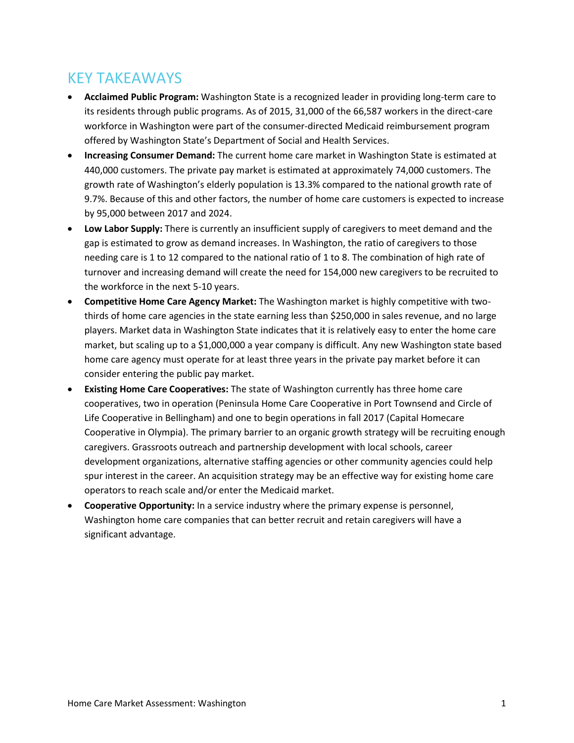# KEY TAKEAWAYS

- **Acclaimed Public Program:** Washington State is a recognized leader in providing long-term care to its residents through public programs. As of 2015, 31,000 of the 66,587 workers in the direct-care workforce in Washington were part of the consumer-directed Medicaid reimbursement program offered by Washington State's Department of Social and Health Services.
- **Increasing Consumer Demand:** The current home care market in Washington State is estimated at 440,000 customers. The private pay market is estimated at approximately 74,000 customers. The growth rate of Washington's elderly population is 13.3% compared to the national growth rate of 9.7%. Because of this and other factors, the number of home care customers is expected to increase by 95,000 between 2017 and 2024.
- **Low Labor Supply:** There is currently an insufficient supply of caregivers to meet demand and the gap is estimated to grow as demand increases. In Washington, the ratio of caregivers to those needing care is 1 to 12 compared to the national ratio of 1 to 8. The combination of high rate of turnover and increasing demand will create the need for 154,000 new caregivers to be recruited to the workforce in the next 5-10 years.
- **Competitive Home Care Agency Market:** The Washington market is highly competitive with two-thirds of home care agencies in the state earning less than $250,000 in sales revenue, and no large players. Market data in Washington State indicates that it is relatively easy to enter the home care market, but scaling up to a $1,000,000 a year company is difficult. Any new Washington state based home care agency must operate for at least three years in the private pay market before it can consider entering the public pay market.
- **Existing Home Care Cooperatives:** The state of Washington currently has three home care cooperatives, two in operation (Peninsula Home Care Cooperative in Port Townsend and Circle of Life Cooperative in Bellingham) and one to begin operations in fall 2017 (Capital Homecare Cooperative in Olympia). The primary barrier to an organic growth strategy will be recruiting enough caregivers. Grassroots outreach and partnership development with local schools, career development organizations, alternative staffing agencies or other community agencies could help spur interest in the career. An acquisition strategy may be an effective way for existing home care operators to reach scale and/or enter the Medicaid market.
- **Cooperative Opportunity:** In a service industry where the primary expense is personnel, Washington home care companies that can better recruit and retain caregivers will have a significant advantage.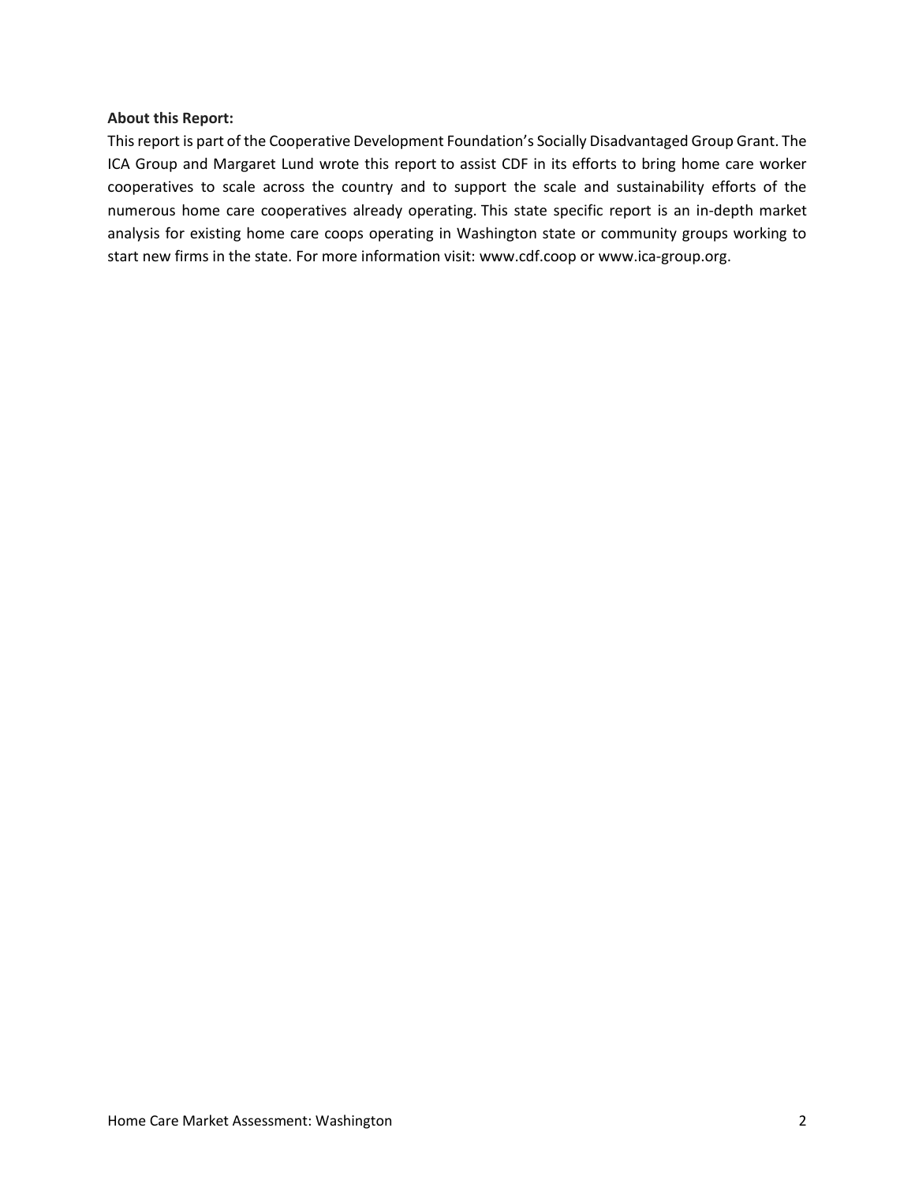**About this Report:**

This report is part of the Cooperative Development Foundation's Socially Disadvantaged Group Grant. The ICA Group and Margaret Lund wrote this report to assist CDF in its efforts to bring home care worker cooperatives to scale across the country and to support the scale and sustainability efforts of the numerous home care cooperatives already operating. This state specific report is an in-depth market analysis for existing home care coops operating in Washington state or community groups working to start new firms in the state. For more information visit: www.cdf.coop or www.ica-group.org.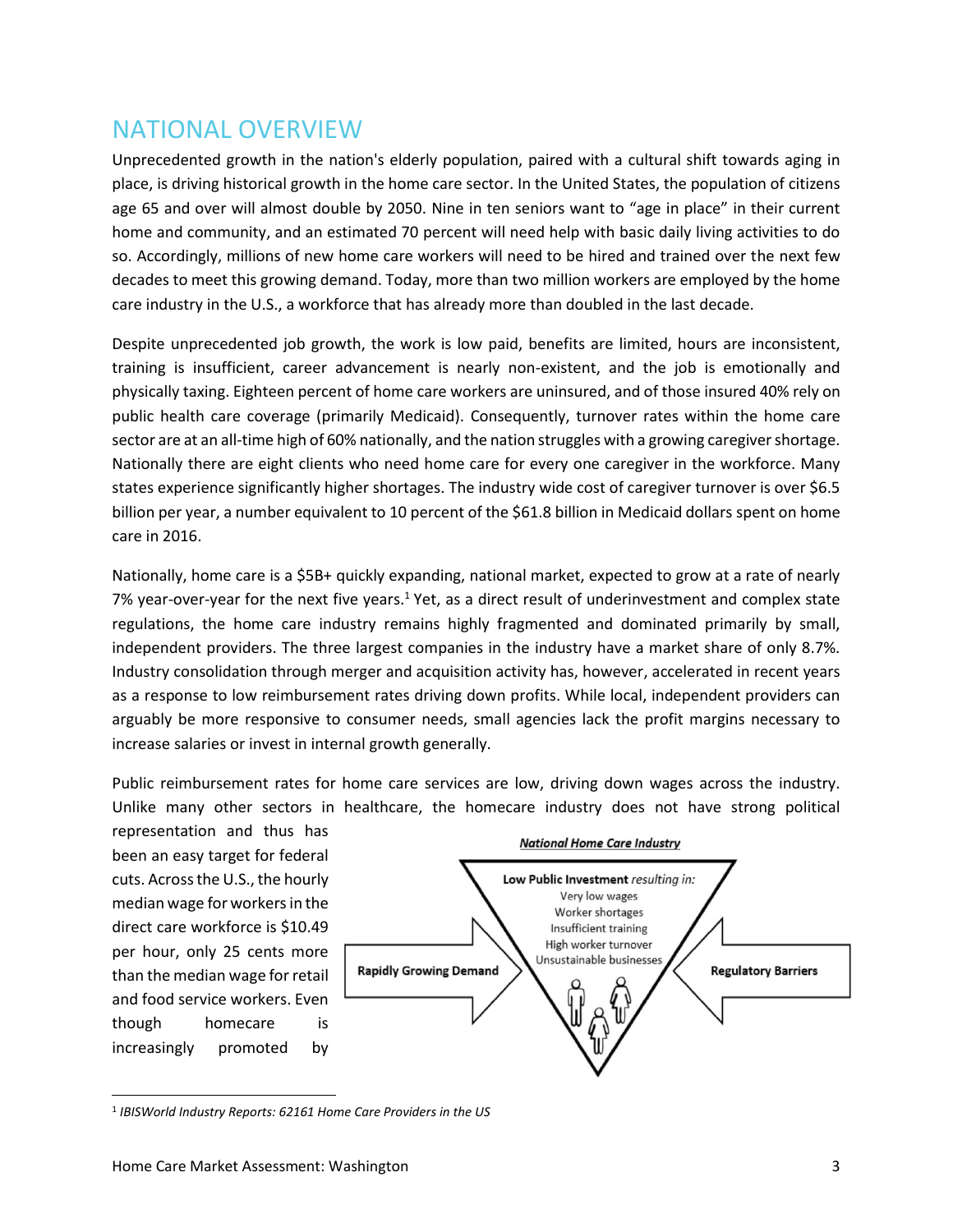## NATIONAL OVERVIEW

Unprecedented growth in the nation's elderly population, paired with a cultural shift towards aging in place, is driving historical growth in the home care sector. In the United States, the population of citizens age 65 and over will almost double by 2050. Nine in ten seniors want to "age in place" in their current home and community, and an estimated 70 percent will need help with basic daily living activities to do so. Accordingly, millions of new home care workers will need to be hired and trained over the next few decades to meet this growing demand. Today, more than two million workers are employed by the home care industry in the U.S., a workforce that has already more than doubled in the last decade.

Despite unprecedented job growth, the work is low paid, benefits are limited, hours are inconsistent, training is insufficient, career advancement is nearly non-existent, and the job is emotionally and physically taxing. Eighteen percent of home care workers are uninsured, and of those insured 40% rely on public health care coverage (primarily Medicaid). Consequently, turnover rates within the home care sector are at an all-time high of 60% nationally, and the nation struggles with a growing caregiver shortage. Nationally there are eight clients who need home care for every one caregiver in the workforce. Many states experience significantly higher shortages. The industry wide cost of caregiver turnover is over $6.5 billion per year, a number equivalent to 10 percent of the $61.8 billion in Medicaid dollars spent on home care in 2016.

Nationally, home care is a $5B+ quickly expanding, national market, expected to grow at a rate of nearly 7% year-over-year for the next five years.[1] Yet, as a direct result of underinvestment and complex state regulations, the home care industry remains highly fragmented and dominated primarily by small, independent providers. The three largest companies in the industry have a market share of only 8.7%. Industry consolidation through merger and acquisition activity has, however, accelerated in recent years as a response to low reimbursement rates driving down profits. While local, independent providers can arguably be more responsive to consumer needs, small agencies lack the profit margins necessary to increase salaries or invest in internal growth generally.

Public reimbursement rates for home care services are low, driving down wages across the industry. Unlike many other sectors in healthcare, the homecare industry does not have strong political representation and thus has been an easy target for federal cuts. Across the U.S., the hourly median wage for workers in the direct care workforce is $10.49 per hour, only 25 cents more than the median wage for retail and food service workers. Even though homecare is increasingly promoted by

***National Home Care Industry***

**Low Public Investment** *resulting in:*
Very low wages
Worker shortages
Insufficient training
High worker turnover
Unsustainable businesses

**Rapidly Growing Demand**

**Regulatory Barriers**

---

[1] *IBISWorld Industry Reports: 62161 Home Care Providers in the US*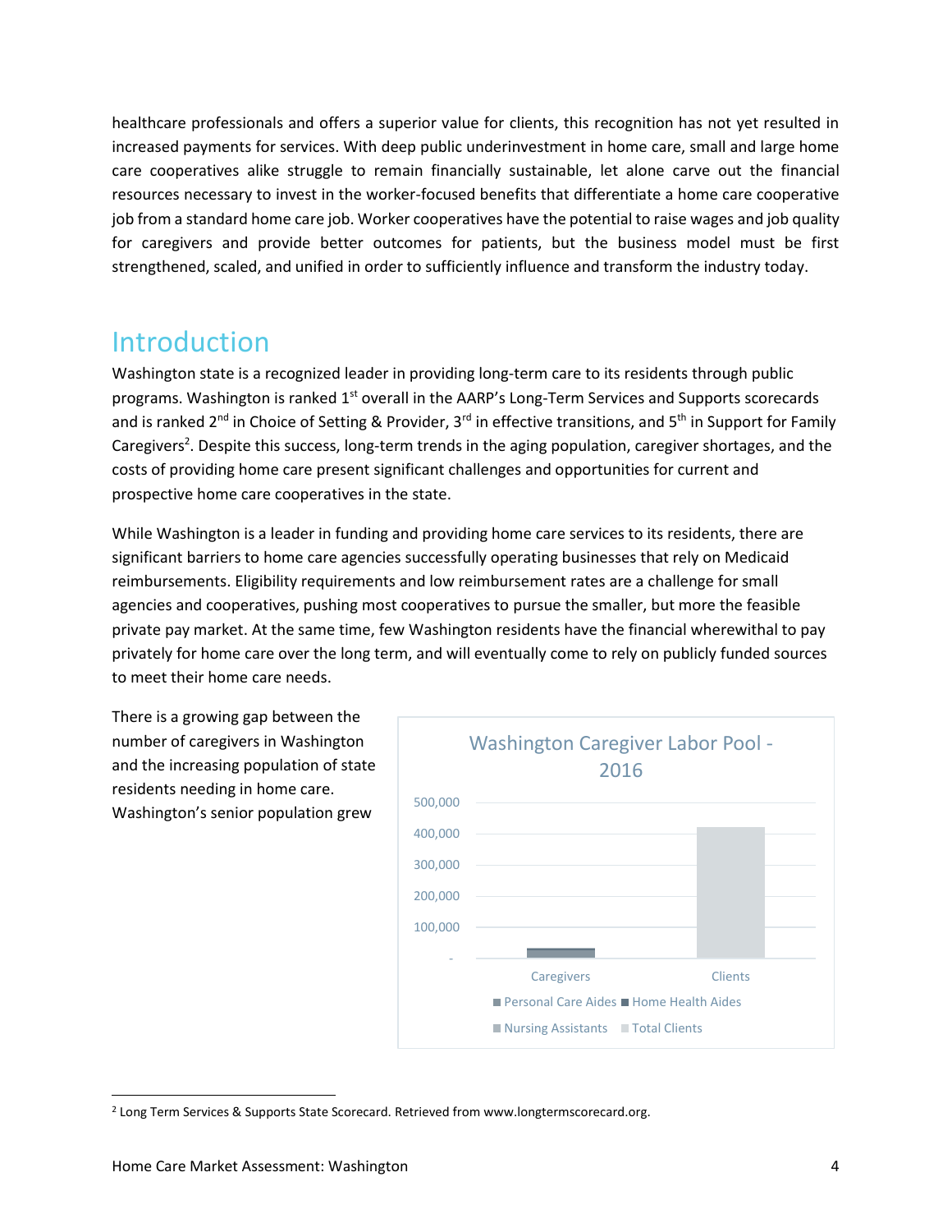healthcare professionals and offers a superior value for clients, this recognition has not yet resulted in increased payments for services. With deep public underinvestment in home care, small and large home care cooperatives alike struggle to remain financially sustainable, let alone carve out the financial resources necessary to invest in the worker-focused benefits that differentiate a home care cooperative job from a standard home care job. Worker cooperatives have the potential to raise wages and job quality for caregivers and provide better outcomes for patients, but the business model must be first strengthened, scaled, and unified in order to sufficiently influence and transform the industry today.

# Introduction

Washington state is a recognized leader in providing long-term care to its residents through public programs. Washington is ranked 1st overall in the AARP's Long-Term Services and Supports scorecards and is ranked 2nd in Choice of Setting & Provider, 3rd in effective transitions, and 5th in Support for Family Caregivers[2]. Despite this success, long-term trends in the aging population, caregiver shortages, and the costs of providing home care present significant challenges and opportunities for current and prospective home care cooperatives in the state.

While Washington is a leader in funding and providing home care services to its residents, there are significant barriers to home care agencies successfully operating businesses that rely on Medicaid reimbursements. Eligibility requirements and low reimbursement rates are a challenge for small agencies and cooperatives, pushing most cooperatives to pursue the smaller, but more the feasible private pay market. At the same time, few Washington residents have the financial wherewithal to pay privately for home care over the long term, and will eventually come to rely on publicly funded sources to meet their home care needs.

There is a growing gap between the number of caregivers in Washington and the increasing population of state residents needing in home care. Washington's senior population grew

**Washington Caregiver Labor Pool - 2016**

(Chart: y-axis from - to 500,000; categories: Caregivers, Clients; legend: Personal Care Aides, Home Health Aides, Nursing Assistants, Total Clients)

[2] Long Term Services & Supports State Scorecard. Retrieved from www.longtermscorecard.org.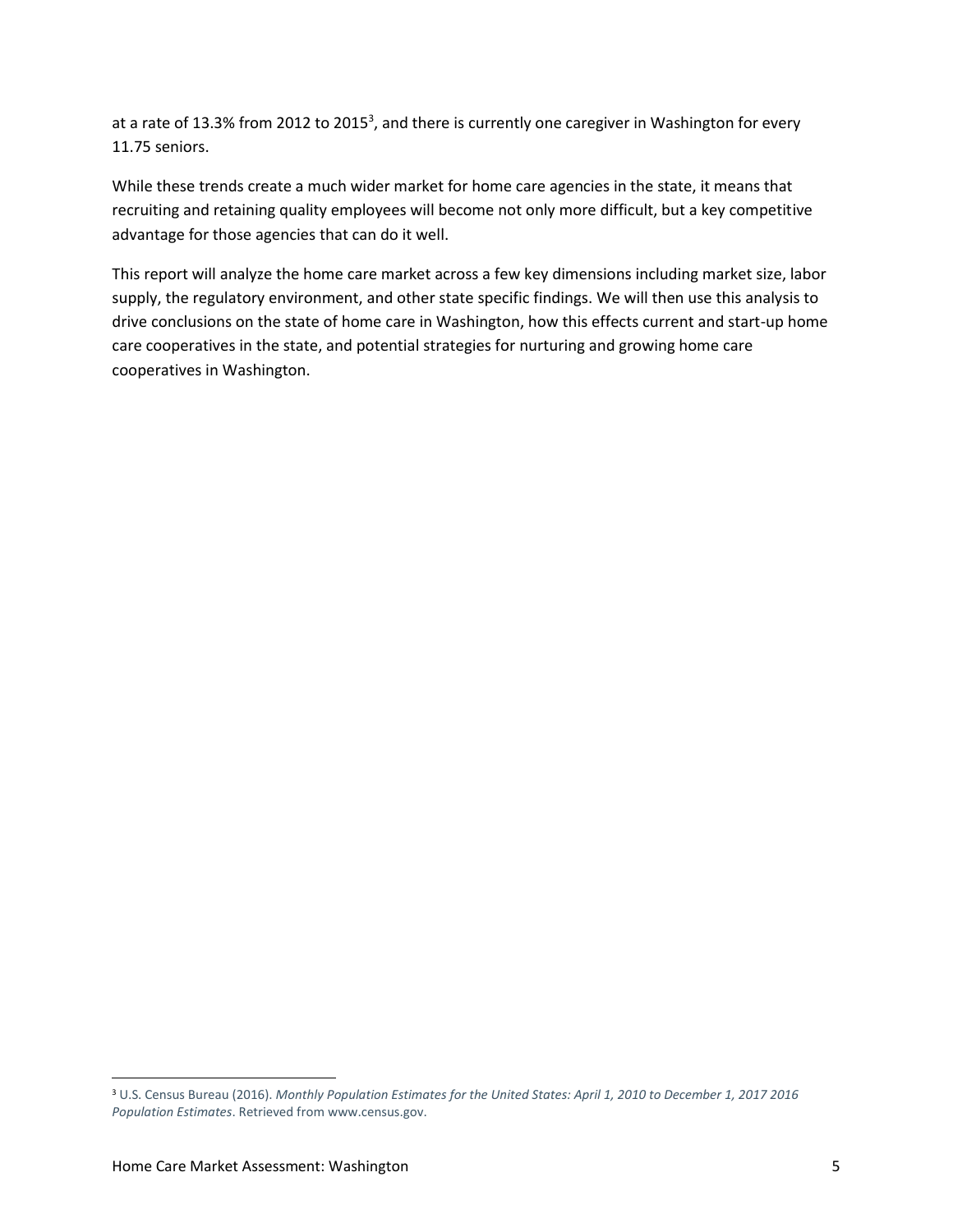at a rate of 13.3% from 2012 to 2015[3], and there is currently one caregiver in Washington for every 11.75 seniors.

While these trends create a much wider market for home care agencies in the state, it means that recruiting and retaining quality employees will become not only more difficult, but a key competitive advantage for those agencies that can do it well.

This report will analyze the home care market across a few key dimensions including market size, labor supply, the regulatory environment, and other state specific findings. We will then use this analysis to drive conclusions on the state of home care in Washington, how this effects current and start-up home care cooperatives in the state, and potential strategies for nurturing and growing home care cooperatives in Washington.

[3] U.S. Census Bureau (2016). *Monthly Population Estimates for the United States: April 1, 2010 to December 1, 2017 2016 Population Estimates*. Retrieved from www.census.gov.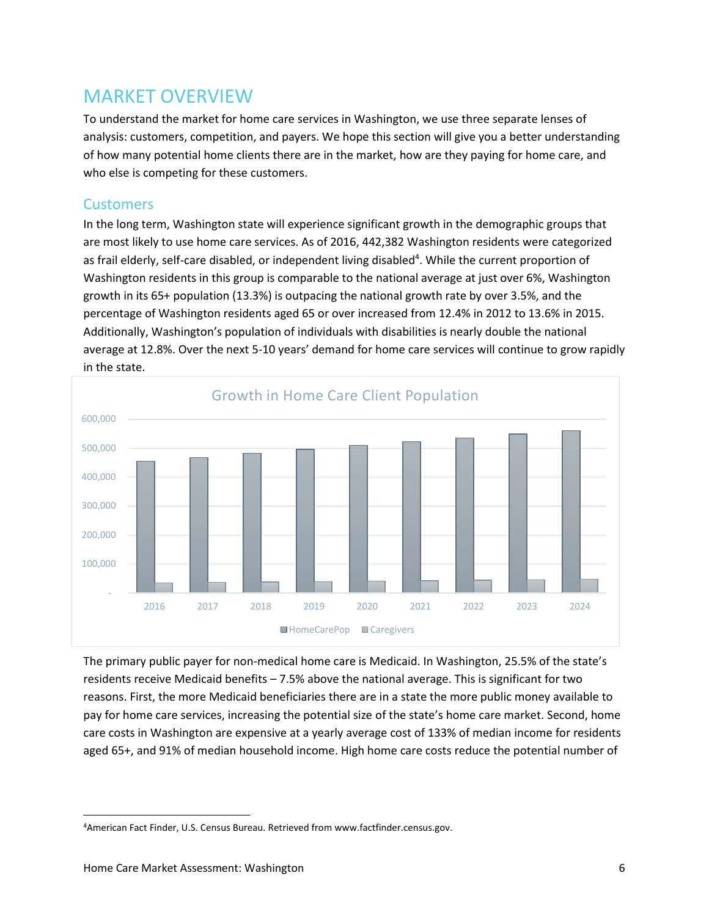## MARKET OVERVIEW

To understand the market for home care services in Washington, we use three separate lenses of analysis: customers, competition, and payers. We hope this section will give you a better understanding of how many potential home clients there are in the market, how are they paying for home care, and who else is competing for these customers.

### Customers

In the long term, Washington state will experience significant growth in the demographic groups that are most likely to use home care services. As of 2016, 442,382 Washington residents were categorized as frail elderly, self-care disabled, or independent living disabled[4]. While the current proportion of Washington residents in this group is comparable to the national average at just over 6%, Washington growth in its 65+ population (13.3%) is outpacing the national growth rate by over 3.5%, and the percentage of Washington residents aged 65 or over increased from 12.4% in 2012 to 13.6% in 2015. Additionally, Washington's population of individuals with disabilities is nearly double the national average at 12.8%. Over the next 5-10 years' demand for home care services will continue to grow rapidly in the state.

Growth in Home Care Client Population

600,000
500,000
400,000
300,000
200,000
100,000
-

2016 2017 2018 2019 2020 2021 2022 2023 2024

HomeCarePop Caregivers

The primary public payer for non-medical home care is Medicaid. In Washington, 25.5% of the state's residents receive Medicaid benefits – 7.5% above the national average. This is significant for two reasons. First, the more Medicaid beneficiaries there are in a state the more public money available to pay for home care services, increasing the potential size of the state's home care market. Second, home care costs in Washington are expensive at a yearly average cost of 133% of median income for residents aged 65+, and 91% of median household income. High home care costs reduce the potential number of

[4]American Fact Finder, U.S. Census Bureau. Retrieved from www.factfinder.census.gov.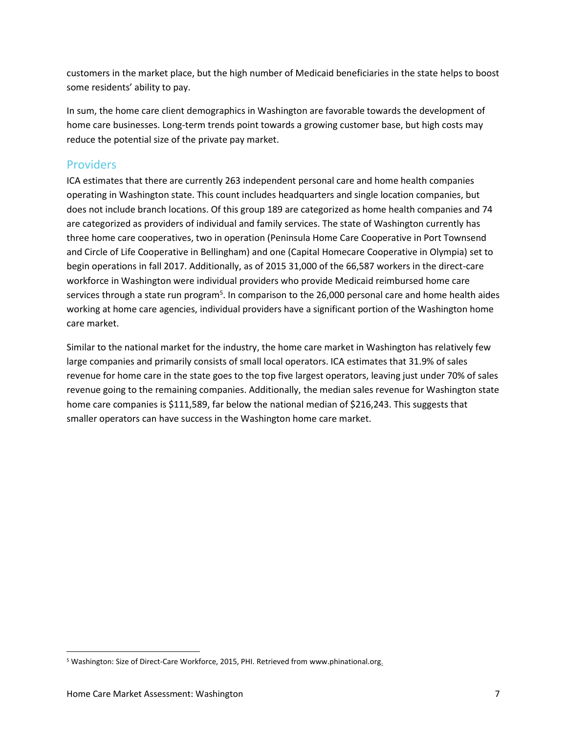customers in the market place, but the high number of Medicaid beneficiaries in the state helps to boost some residents' ability to pay.

In sum, the home care client demographics in Washington are favorable towards the development of home care businesses. Long-term trends point towards a growing customer base, but high costs may reduce the potential size of the private pay market.

## Providers

ICA estimates that there are currently 263 independent personal care and home health companies operating in Washington state. This count includes headquarters and single location companies, but does not include branch locations. Of this group 189 are categorized as home health companies and 74 are categorized as providers of individual and family services. The state of Washington currently has three home care cooperatives, two in operation (Peninsula Home Care Cooperative in Port Townsend and Circle of Life Cooperative in Bellingham) and one (Capital Homecare Cooperative in Olympia) set to begin operations in fall 2017. Additionally, as of 2015 31,000 of the 66,587 workers in the direct-care workforce in Washington were individual providers who provide Medicaid reimbursed home care services through a state run program[5]. In comparison to the 26,000 personal care and home health aides working at home care agencies, individual providers have a significant portion of the Washington home care market.

Similar to the national market for the industry, the home care market in Washington has relatively few large companies and primarily consists of small local operators. ICA estimates that 31.9% of sales revenue for home care in the state goes to the top five largest operators, leaving just under 70% of sales revenue going to the remaining companies. Additionally, the median sales revenue for Washington state home care companies is $111,589, far below the national median of $216,243. This suggests that smaller operators can have success in the Washington home care market.

[5] Washington: Size of Direct-Care Workforce, 2015, PHI. Retrieved from www.phinational.org.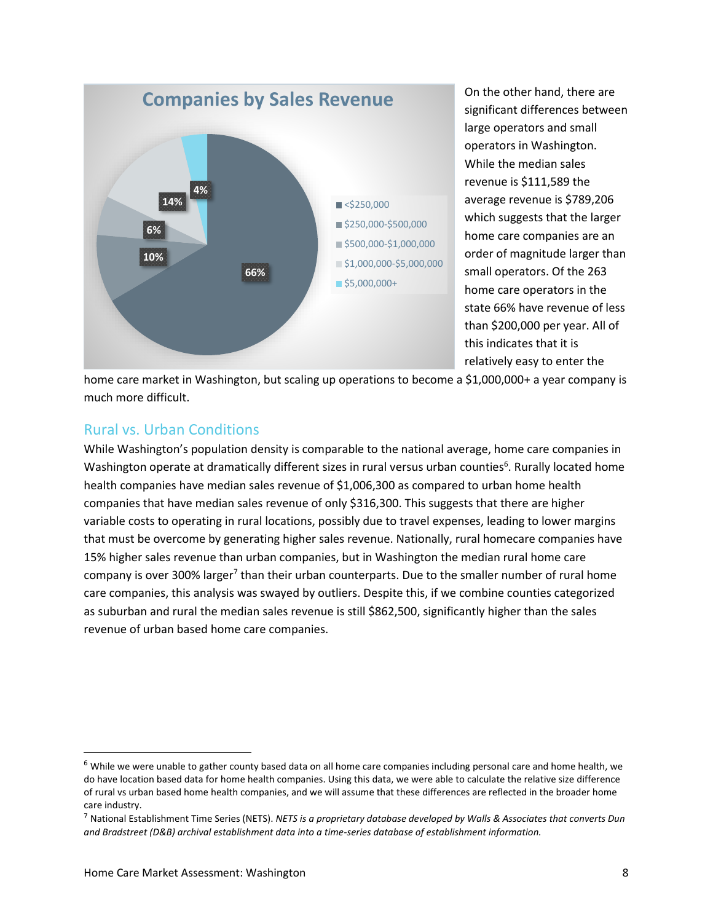Companies by Sales Revenue

66%
10%
6%
14%
4%

<$250,000
$250,000-$500,000
$500,000-$1,000,000
$1,000,000-$5,000,000
$5,000,000+

On the other hand, there are significant differences between large operators and small operators in Washington. While the median sales revenue is $111,589 the average revenue is $789,206 which suggests that the larger home care companies are an order of magnitude larger than small operators. Of the 263 home care operators in the state 66% have revenue of less than $200,000 per year. All of this indicates that it is relatively easy to enter the home care market in Washington, but scaling up operations to become a $1,000,000+ a year company is much more difficult.

## Rural vs. Urban Conditions

While Washington's population density is comparable to the national average, home care companies in Washington operate at dramatically different sizes in rural versus urban counties[6]. Rurally located home health companies have median sales revenue of $1,006,300 as compared to urban home health companies that have median sales revenue of only $316,300. This suggests that there are higher variable costs to operating in rural locations, possibly due to travel expenses, leading to lower margins that must be overcome by generating higher sales revenue. Nationally, rural homecare companies have 15% higher sales revenue than urban companies, but in Washington the median rural home care company is over 300% larger[7] than their urban counterparts. Due to the smaller number of rural home care companies, this analysis was swayed by outliers. Despite this, if we combine counties categorized as suburban and rural the median sales revenue is still $862,500, significantly higher than the sales revenue of urban based home care companies.

---

[6] While we were unable to gather county based data on all home care companies including personal care and home health, we do have location based data for home health companies. Using this data, we were able to calculate the relative size difference of rural vs urban based home health companies, and we will assume that these differences are reflected in the broader home care industry.

[7] National Establishment Time Series (NETS). *NETS is a proprietary database developed by Walls & Associates that converts Dun and Bradstreet (D&B) archival establishment data into a time-series database of establishment information.*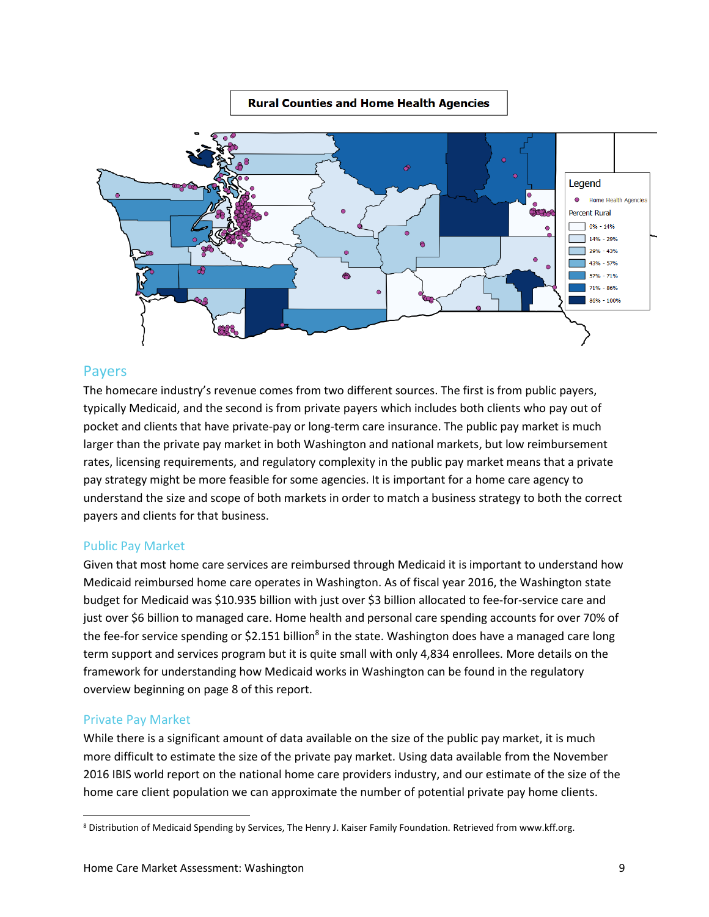**Rural Counties and Home Health Agencies**

Legend

Home Health Agencies

Percent Rural

0% - 14%

14% - 29%

29% - 43%

43% - 57%

57% - 71%

71% - 86%

86% - 100%

## Payers

The homecare industry's revenue comes from two different sources. The first is from public payers, typically Medicaid, and the second is from private payers which includes both clients who pay out of pocket and clients that have private-pay or long-term care insurance. The public pay market is much larger than the private pay market in both Washington and national markets, but low reimbursement rates, licensing requirements, and regulatory complexity in the public pay market means that a private pay strategy might be more feasible for some agencies. It is important for a home care agency to understand the size and scope of both markets in order to match a business strategy to both the correct payers and clients for that business.

### Public Pay Market

Given that most home care services are reimbursed through Medicaid it is important to understand how Medicaid reimbursed home care operates in Washington. As of fiscal year 2016, the Washington state budget for Medicaid was $10.935 billion with just over $3 billion allocated to fee-for-service care and just over $6 billion to managed care. Home health and personal care spending accounts for over 70% of the fee-for service spending or $2.151 billion[8] in the state. Washington does have a managed care long term support and services program but it is quite small with only 4,834 enrollees. More details on the framework for understanding how Medicaid works in Washington can be found in the regulatory overview beginning on page 8 of this report.

### Private Pay Market

While there is a significant amount of data available on the size of the public pay market, it is much more difficult to estimate the size of the private pay market. Using data available from the November 2016 IBIS world report on the national home care providers industry, and our estimate of the size of the home care client population we can approximate the number of potential private pay home clients.

[8] Distribution of Medicaid Spending by Services, The Henry J. Kaiser Family Foundation. Retrieved from www.kff.org.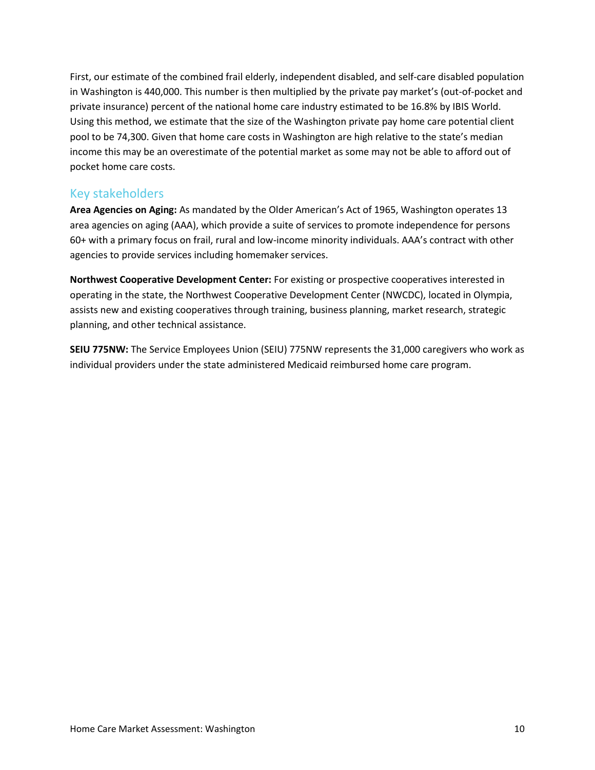First, our estimate of the combined frail elderly, independent disabled, and self-care disabled population in Washington is 440,000. This number is then multiplied by the private pay market's (out-of-pocket and private insurance) percent of the national home care industry estimated to be 16.8% by IBIS World. Using this method, we estimate that the size of the Washington private pay home care potential client pool to be 74,300. Given that home care costs in Washington are high relative to the state's median income this may be an overestimate of the potential market as some may not be able to afford out of pocket home care costs.

## Key stakeholders

**Area Agencies on Aging:** As mandated by the Older American's Act of 1965, Washington operates 13 area agencies on aging (AAA), which provide a suite of services to promote independence for persons 60+ with a primary focus on frail, rural and low-income minority individuals. AAA's contract with other agencies to provide services including homemaker services.

**Northwest Cooperative Development Center:** For existing or prospective cooperatives interested in operating in the state, the Northwest Cooperative Development Center (NWCDC), located in Olympia, assists new and existing cooperatives through training, business planning, market research, strategic planning, and other technical assistance.

**SEIU 775NW:** The Service Employees Union (SEIU) 775NW represents the 31,000 caregivers who work as individual providers under the state administered Medicaid reimbursed home care program.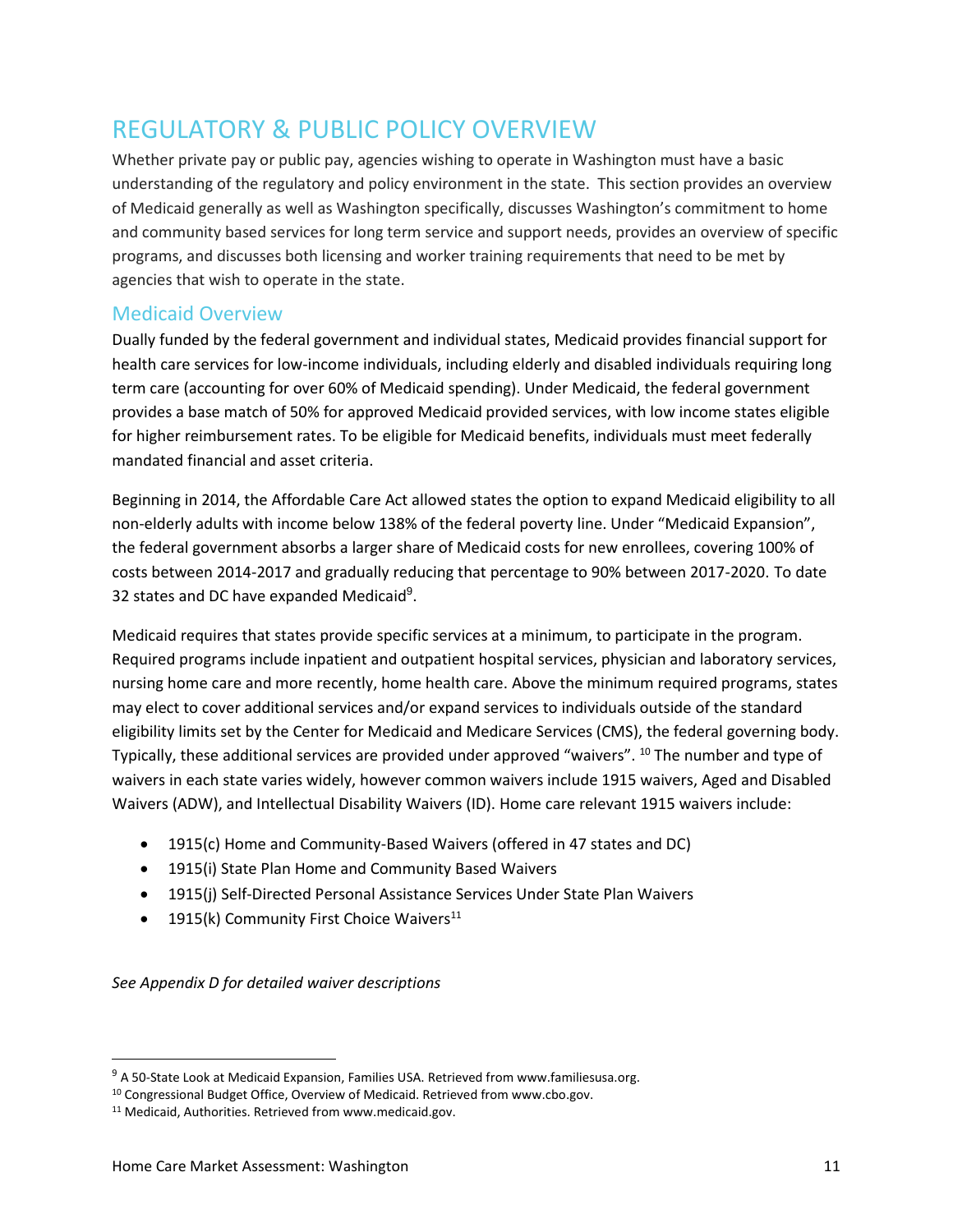# REGULATORY & PUBLIC POLICY OVERVIEW

Whether private pay or public pay, agencies wishing to operate in Washington must have a basic understanding of the regulatory and policy environment in the state. This section provides an overview of Medicaid generally as well as Washington specifically, discusses Washington's commitment to home and community based services for long term service and support needs, provides an overview of specific programs, and discusses both licensing and worker training requirements that need to be met by agencies that wish to operate in the state.

## Medicaid Overview

Dually funded by the federal government and individual states, Medicaid provides financial support for health care services for low-income individuals, including elderly and disabled individuals requiring long term care (accounting for over 60% of Medicaid spending). Under Medicaid, the federal government provides a base match of 50% for approved Medicaid provided services, with low income states eligible for higher reimbursement rates. To be eligible for Medicaid benefits, individuals must meet federally mandated financial and asset criteria.

Beginning in 2014, the Affordable Care Act allowed states the option to expand Medicaid eligibility to all non-elderly adults with income below 138% of the federal poverty line. Under "Medicaid Expansion", the federal government absorbs a larger share of Medicaid costs for new enrollees, covering 100% of costs between 2014-2017 and gradually reducing that percentage to 90% between 2017-2020. To date 32 states and DC have expanded Medicaid[9].

Medicaid requires that states provide specific services at a minimum, to participate in the program. Required programs include inpatient and outpatient hospital services, physician and laboratory services, nursing home care and more recently, home health care. Above the minimum required programs, states may elect to cover additional services and/or expand services to individuals outside of the standard eligibility limits set by the Center for Medicaid and Medicare Services (CMS), the federal governing body. Typically, these additional services are provided under approved "waivers". [10] The number and type of waivers in each state varies widely, however common waivers include 1915 waivers, Aged and Disabled Waivers (ADW), and Intellectual Disability Waivers (ID). Home care relevant 1915 waivers include:

- 1915(c) Home and Community-Based Waivers (offered in 47 states and DC)
- 1915(i) State Plan Home and Community Based Waivers
- 1915(j) Self-Directed Personal Assistance Services Under State Plan Waivers
- 1915(k) Community First Choice Waivers[11]

*See Appendix D for detailed waiver descriptions*

[9] A 50-State Look at Medicaid Expansion, Families USA. Retrieved from www.familiesusa.org.
[10] Congressional Budget Office, Overview of Medicaid. Retrieved from www.cbo.gov.
[11] Medicaid, Authorities. Retrieved from www.medicaid.gov.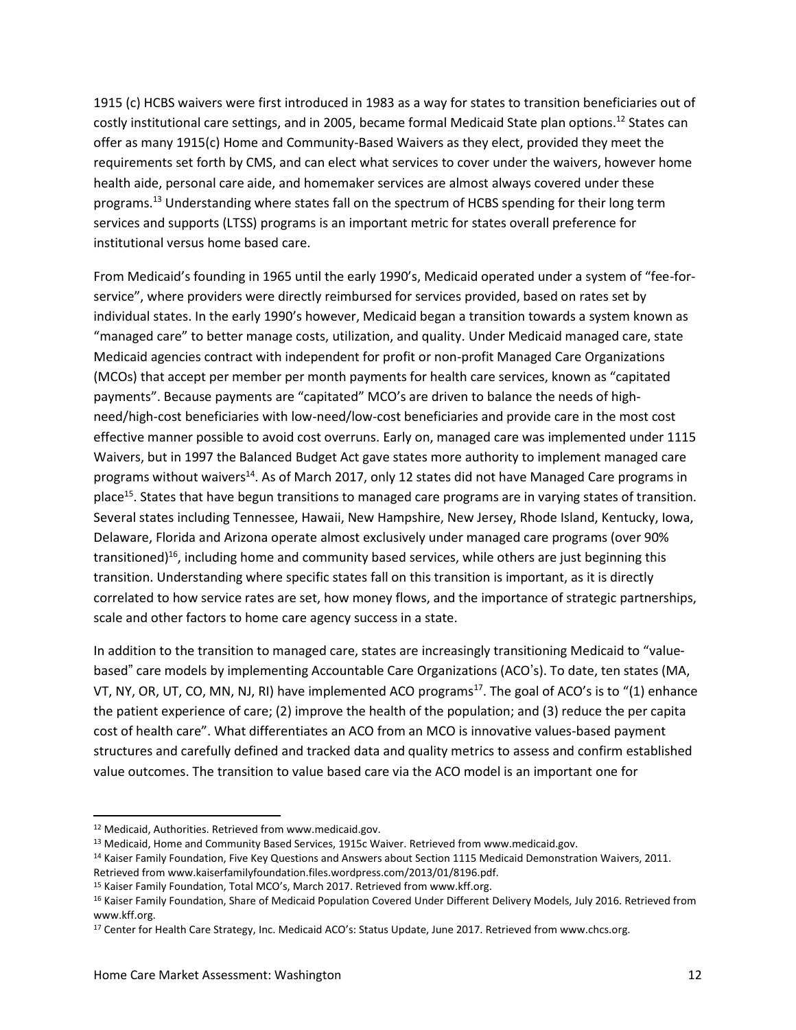1915 (c) HCBS waivers were first introduced in 1983 as a way for states to transition beneficiaries out of costly institutional care settings, and in 2005, became formal Medicaid State plan options.[12] States can offer as many 1915(c) Home and Community-Based Waivers as they elect, provided they meet the requirements set forth by CMS, and can elect what services to cover under the waivers, however home health aide, personal care aide, and homemaker services are almost always covered under these programs.[13] Understanding where states fall on the spectrum of HCBS spending for their long term services and supports (LTSS) programs is an important metric for states overall preference for institutional versus home based care.

From Medicaid's founding in 1965 until the early 1990's, Medicaid operated under a system of "fee-for-service", where providers were directly reimbursed for services provided, based on rates set by individual states. In the early 1990's however, Medicaid began a transition towards a system known as "managed care" to better manage costs, utilization, and quality. Under Medicaid managed care, state Medicaid agencies contract with independent for profit or non-profit Managed Care Organizations (MCOs) that accept per member per month payments for health care services, known as "capitated payments". Because payments are "capitated" MCO's are driven to balance the needs of high-need/high-cost beneficiaries with low-need/low-cost beneficiaries and provide care in the most cost effective manner possible to avoid cost overruns. Early on, managed care was implemented under 1115 Waivers, but in 1997 the Balanced Budget Act gave states more authority to implement managed care programs without waivers[14]. As of March 2017, only 12 states did not have Managed Care programs in place[15]. States that have begun transitions to managed care programs are in varying states of transition. Several states including Tennessee, Hawaii, New Hampshire, New Jersey, Rhode Island, Kentucky, Iowa, Delaware, Florida and Arizona operate almost exclusively under managed care programs (over 90% transitioned)[16], including home and community based services, while others are just beginning this transition. Understanding where specific states fall on this transition is important, as it is directly correlated to how service rates are set, how money flows, and the importance of strategic partnerships, scale and other factors to home care agency success in a state.

In addition to the transition to managed care, states are increasingly transitioning Medicaid to "value-based" care models by implementing Accountable Care Organizations (ACO's). To date, ten states (MA, VT, NY, OR, UT, CO, MN, NJ, RI) have implemented ACO programs[17]. The goal of ACO's is to "(1) enhance the patient experience of care; (2) improve the health of the population; and (3) reduce the per capita cost of health care". What differentiates an ACO from an MCO is innovative values-based payment structures and carefully defined and tracked data and quality metrics to assess and confirm established value outcomes. The transition to value based care via the ACO model is an important one for

---

[12] Medicaid, Authorities. Retrieved from www.medicaid.gov.

[13] Medicaid, Home and Community Based Services, 1915c Waiver. Retrieved from www.medicaid.gov.

[14] Kaiser Family Foundation, Five Key Questions and Answers about Section 1115 Medicaid Demonstration Waivers, 2011. Retrieved from www.kaiserfamilyfoundation.files.wordpress.com/2013/01/8196.pdf.

[15] Kaiser Family Foundation, Total MCO's, March 2017. Retrieved from www.kff.org.

[16] Kaiser Family Foundation, Share of Medicaid Population Covered Under Different Delivery Models, July 2016. Retrieved from www.kff.org.

[17] Center for Health Care Strategy, Inc. Medicaid ACO's: Status Update, June 2017. Retrieved from www.chcs.org.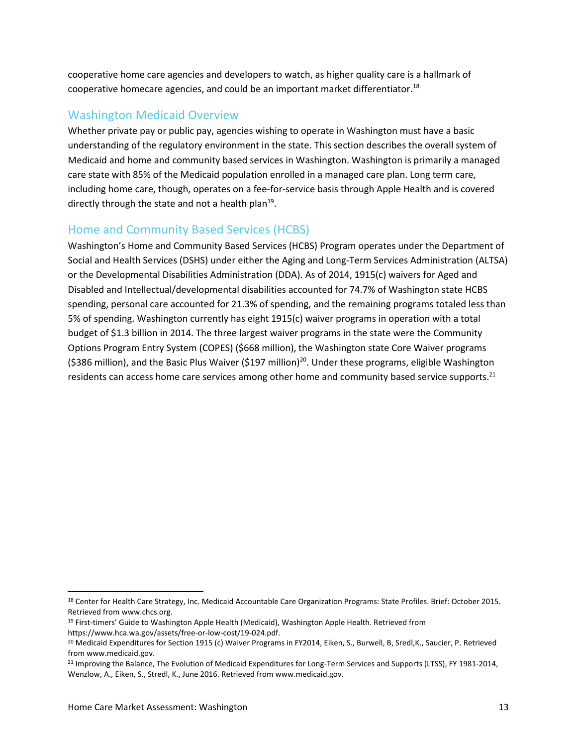cooperative home care agencies and developers to watch, as higher quality care is a hallmark of cooperative homecare agencies, and could be an important market differentiator.[18]

## Washington Medicaid Overview

Whether private pay or public pay, agencies wishing to operate in Washington must have a basic understanding of the regulatory environment in the state. This section describes the overall system of Medicaid and home and community based services in Washington. Washington is primarily a managed care state with 85% of the Medicaid population enrolled in a managed care plan. Long term care, including home care, though, operates on a fee-for-service basis through Apple Health and is covered directly through the state and not a health plan[19].

## Home and Community Based Services (HCBS)

Washington's Home and Community Based Services (HCBS) Program operates under the Department of Social and Health Services (DSHS) under either the Aging and Long-Term Services Administration (ALTSA) or the Developmental Disabilities Administration (DDA). As of 2014, 1915(c) waivers for Aged and Disabled and Intellectual/developmental disabilities accounted for 74.7% of Washington state HCBS spending, personal care accounted for 21.3% of spending, and the remaining programs totaled less than 5% of spending. Washington currently has eight 1915(c) waiver programs in operation with a total budget of $1.3 billion in 2014. The three largest waiver programs in the state were the Community Options Program Entry System (COPES) ($668 million), the Washington state Core Waiver programs ($386 million), and the Basic Plus Waiver ($197 million)[20]. Under these programs, eligible Washington residents can access home care services among other home and community based service supports.[21]

---

[18] Center for Health Care Strategy, Inc. Medicaid Accountable Care Organization Programs: State Profiles. Brief: October 2015. Retrieved from www.chcs.org.

[19] First-timers' Guide to Washington Apple Health (Medicaid), Washington Apple Health. Retrieved from https://www.hca.wa.gov/assets/free-or-low-cost/19-024.pdf.

[20] Medicaid Expenditures for Section 1915 (c) Waiver Programs in FY2014, Eiken, S., Burwell, B, Sredl,K., Saucier, P. Retrieved from www.medicaid.gov.

[21] Improving the Balance, The Evolution of Medicaid Expenditures for Long-Term Services and Supports (LTSS), FY 1981-2014, Wenzlow, A., Eiken, S., Stredl, K., June 2016. Retrieved from www.medicaid.gov.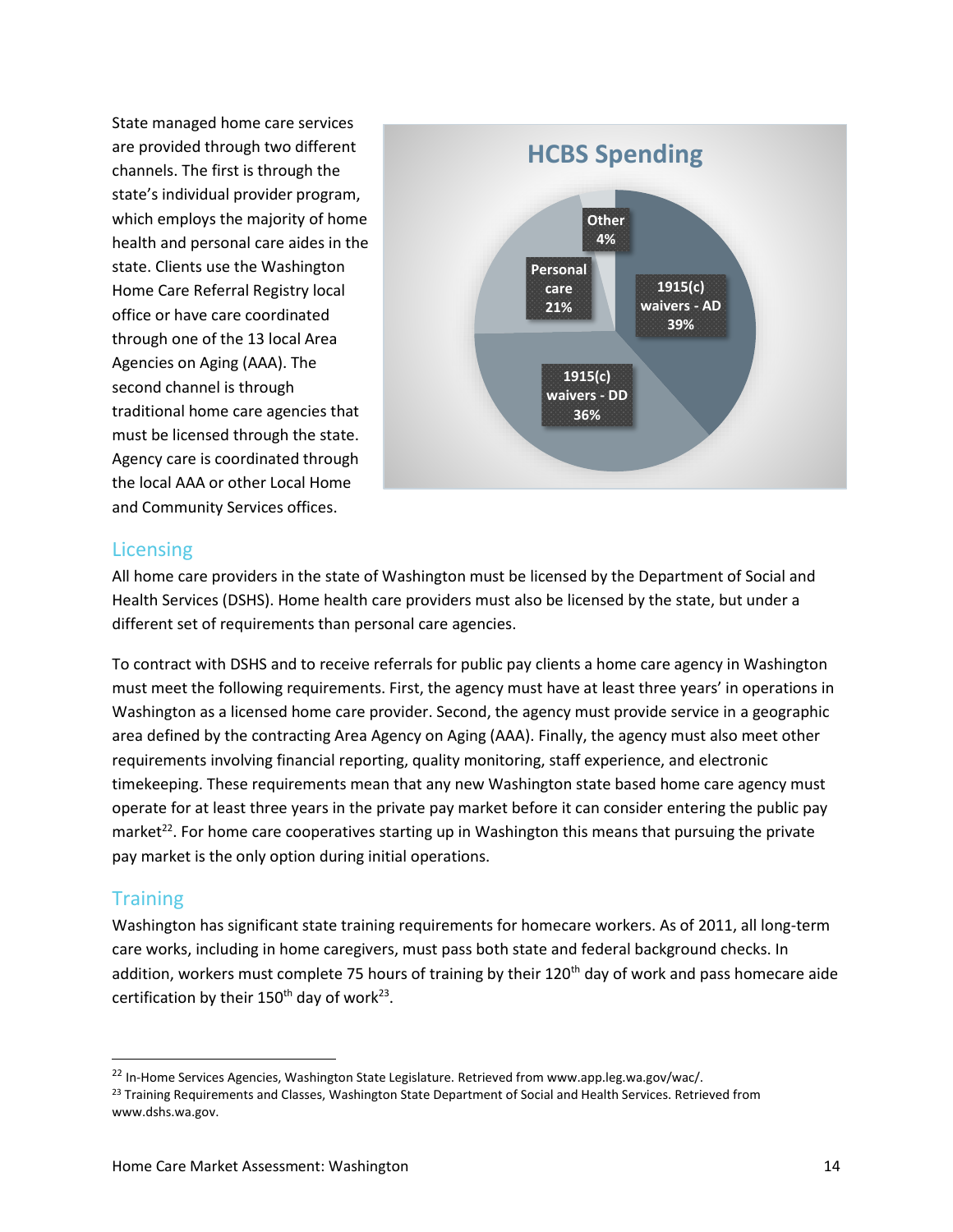State managed home care services are provided through two different channels. The first is through the state's individual provider program, which employs the majority of home health and personal care aides in the state. Clients use the Washington Home Care Referral Registry local office or have care coordinated through one of the 13 local Area Agencies on Aging (AAA). The second channel is through traditional home care agencies that must be licensed through the state. Agency care is coordinated through the local AAA or other Local Home and Community Services offices.

HCBS Spending

Other 4%

1915(c) waivers - AD 39%

Personal care 21%

1915(c) waivers - DD 36%

## Licensing

All home care providers in the state of Washington must be licensed by the Department of Social and Health Services (DSHS). Home health care providers must also be licensed by the state, but under a different set of requirements than personal care agencies.

To contract with DSHS and to receive referrals for public pay clients a home care agency in Washington must meet the following requirements. First, the agency must have at least three years' in operations in Washington as a licensed home care provider. Second, the agency must provide service in a geographic area defined by the contracting Area Agency on Aging (AAA). Finally, the agency must also meet other requirements involving financial reporting, quality monitoring, staff experience, and electronic timekeeping. These requirements mean that any new Washington state based home care agency must operate for at least three years in the private pay market before it can consider entering the public pay market[22]. For home care cooperatives starting up in Washington this means that pursuing the private pay market is the only option during initial operations.

## Training

Washington has significant state training requirements for homecare workers. As of 2011, all long-term care works, including in home caregivers, must pass both state and federal background checks. In addition, workers must complete 75 hours of training by their 120th day of work and pass homecare aide certification by their 150th day of work[23].

---

[22] In-Home Services Agencies, Washington State Legislature. Retrieved from www.app.leg.wa.gov/wac/.

[23] Training Requirements and Classes, Washington State Department of Social and Health Services. Retrieved from www.dshs.wa.gov.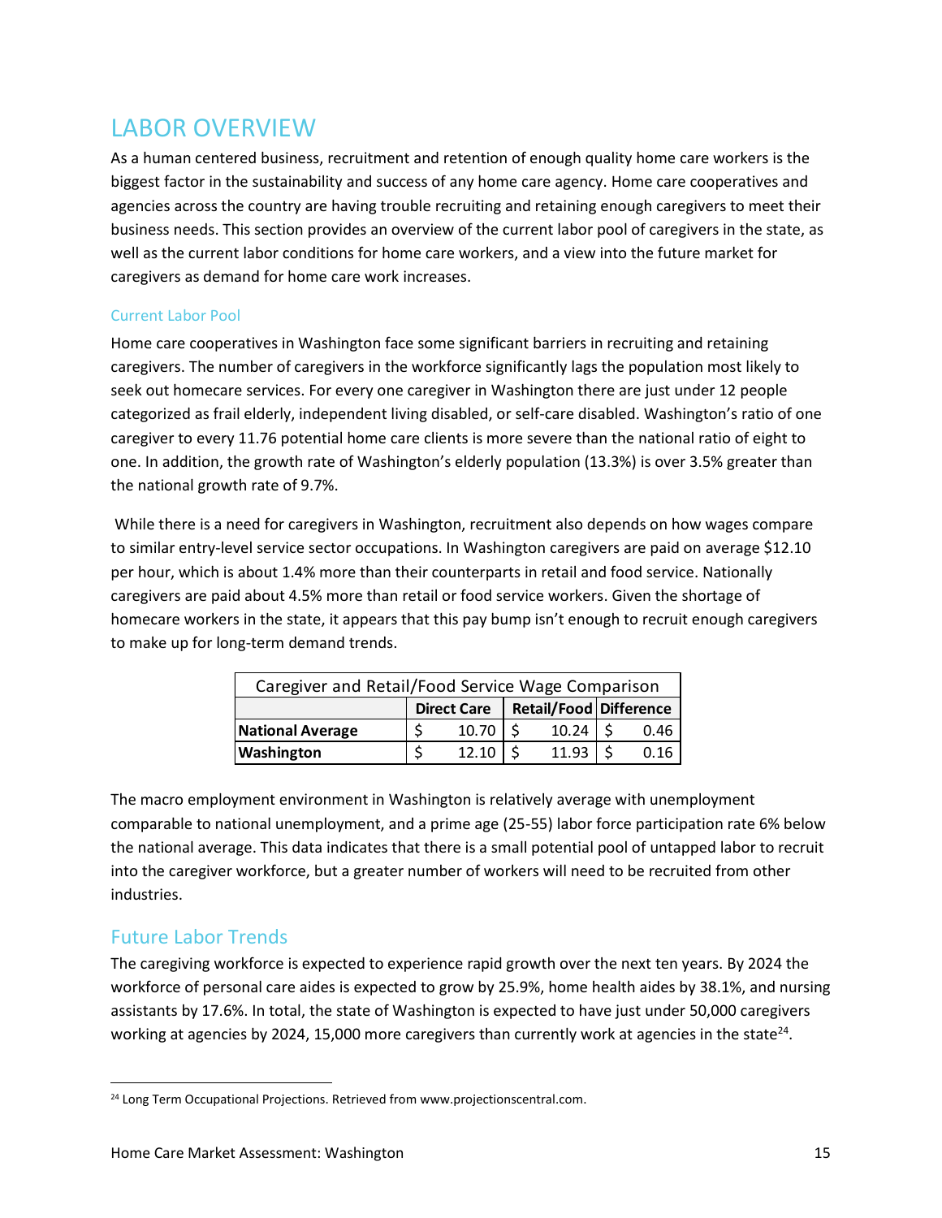# LABOR OVERVIEW

As a human centered business, recruitment and retention of enough quality home care workers is the biggest factor in the sustainability and success of any home care agency. Home care cooperatives and agencies across the country are having trouble recruiting and retaining enough caregivers to meet their business needs. This section provides an overview of the current labor pool of caregivers in the state, as well as the current labor conditions for home care workers, and a view into the future market for caregivers as demand for home care work increases.

### Current Labor Pool

Home care cooperatives in Washington face some significant barriers in recruiting and retaining caregivers. The number of caregivers in the workforce significantly lags the population most likely to seek out homecare services. For every one caregiver in Washington there are just under 12 people categorized as frail elderly, independent living disabled, or self-care disabled. Washington's ratio of one caregiver to every 11.76 potential home care clients is more severe than the national ratio of eight to one. In addition, the growth rate of Washington's elderly population (13.3%) is over 3.5% greater than the national growth rate of 9.7%.

While there is a need for caregivers in Washington, recruitment also depends on how wages compare to similar entry-level service sector occupations. In Washington caregivers are paid on average $12.10 per hour, which is about 1.4% more than their counterparts in retail and food service. Nationally caregivers are paid about 4.5% more than retail or food service workers. Given the shortage of homecare workers in the state, it appears that this pay bump isn't enough to recruit enough caregivers to make up for long-term demand trends.

| Caregiver and Retail/Food Service Wage Comparison | | | |
|---|---|---|---|
| | **Direct Care** | **Retail/Food** | **Difference** |
| **National Average** | $ 10.70 | $ 10.24 | $ 0.46 |
| **Washington** | $ 12.10 | $ 11.93 | $ 0.16 |

The macro employment environment in Washington is relatively average with unemployment comparable to national unemployment, and a prime age (25-55) labor force participation rate 6% below the national average. This data indicates that there is a small potential pool of untapped labor to recruit into the caregiver workforce, but a greater number of workers will need to be recruited from other industries.

## Future Labor Trends

The caregiving workforce is expected to experience rapid growth over the next ten years. By 2024 the workforce of personal care aides is expected to grow by 25.9%, home health aides by 38.1%, and nursing assistants by 17.6%. In total, the state of Washington is expected to have just under 50,000 caregivers working at agencies by 2024, 15,000 more caregivers than currently work at agencies in the state[24].

[24] Long Term Occupational Projections. Retrieved from www.projectionscentral.com.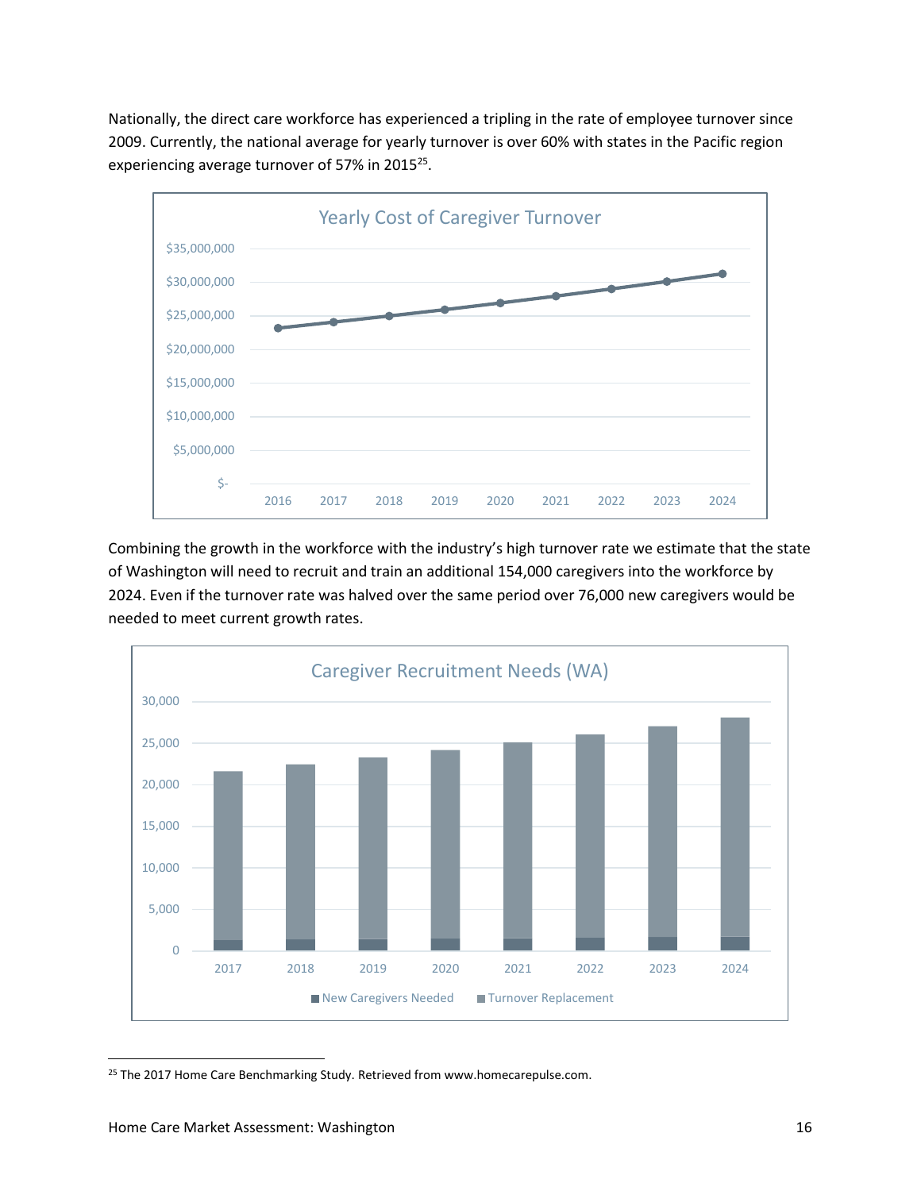Nationally, the direct care workforce has experienced a tripling in the rate of employee turnover since 2009. Currently, the national average for yearly turnover is over 60% with states in the Pacific region experiencing average turnover of 57% in 2015[25].

Yearly Cost of Caregiver Turnover

$35,000,000
$30,000,000
$25,000,000
$20,000,000
$15,000,000
$10,000,000
$5,000,000
$-

2016 2017 2018 2019 2020 2021 2022 2023 2024

Combining the growth in the workforce with the industry's high turnover rate we estimate that the state of Washington will need to recruit and train an additional 154,000 caregivers into the workforce by 2024. Even if the turnover rate was halved over the same period over 76,000 new caregivers would be needed to meet current growth rates.

Caregiver Recruitment Needs (WA)

30,000
25,000
20,000
15,000
10,000
5,000
0

2017 2018 2019 2020 2021 2022 2023 2024

New Caregivers Needed
Turnover Replacement

[25] The 2017 Home Care Benchmarking Study. Retrieved from www.homecarepulse.com.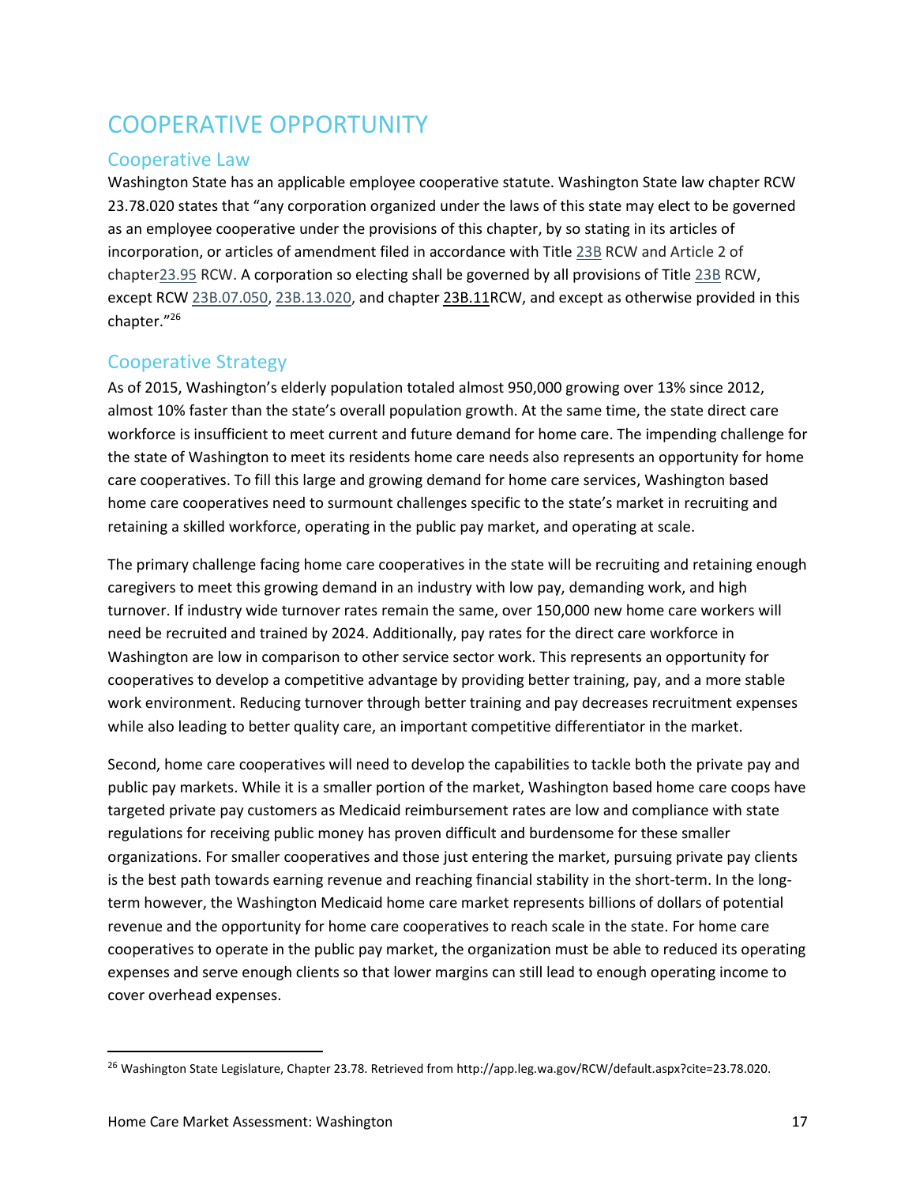# COOPERATIVE OPPORTUNITY

## Cooperative Law

Washington State has an applicable employee cooperative statute. Washington State law chapter RCW 23.78.020 states that "any corporation organized under the laws of this state may elect to be governed as an employee cooperative under the provisions of this chapter, by so stating in its articles of incorporation, or articles of amendment filed in accordance with Title 23B RCW and Article 2 of chapter23.95 RCW. A corporation so electing shall be governed by all provisions of Title 23B RCW, except RCW 23B.07.050, 23B.13.020, and chapter 23B.11RCW, and except as otherwise provided in this chapter."[26]

## Cooperative Strategy

As of 2015, Washington's elderly population totaled almost 950,000 growing over 13% since 2012, almost 10% faster than the state's overall population growth. At the same time, the state direct care workforce is insufficient to meet current and future demand for home care. The impending challenge for the state of Washington to meet its residents home care needs also represents an opportunity for home care cooperatives. To fill this large and growing demand for home care services, Washington based home care cooperatives need to surmount challenges specific to the state's market in recruiting and retaining a skilled workforce, operating in the public pay market, and operating at scale.

The primary challenge facing home care cooperatives in the state will be recruiting and retaining enough caregivers to meet this growing demand in an industry with low pay, demanding work, and high turnover. If industry wide turnover rates remain the same, over 150,000 new home care workers will need be recruited and trained by 2024. Additionally, pay rates for the direct care workforce in Washington are low in comparison to other service sector work. This represents an opportunity for cooperatives to develop a competitive advantage by providing better training, pay, and a more stable work environment. Reducing turnover through better training and pay decreases recruitment expenses while also leading to better quality care, an important competitive differentiator in the market.

Second, home care cooperatives will need to develop the capabilities to tackle both the private pay and public pay markets. While it is a smaller portion of the market, Washington based home care coops have targeted private pay customers as Medicaid reimbursement rates are low and compliance with state regulations for receiving public money has proven difficult and burdensome for these smaller organizations. For smaller cooperatives and those just entering the market, pursuing private pay clients is the best path towards earning revenue and reaching financial stability in the short-term. In the long-term however, the Washington Medicaid home care market represents billions of dollars of potential revenue and the opportunity for home care cooperatives to reach scale in the state. For home care cooperatives to operate in the public pay market, the organization must be able to reduced its operating expenses and serve enough clients so that lower margins can still lead to enough operating income to cover overhead expenses.

[26] Washington State Legislature, Chapter 23.78. Retrieved from http://app.leg.wa.gov/RCW/default.aspx?cite=23.78.020.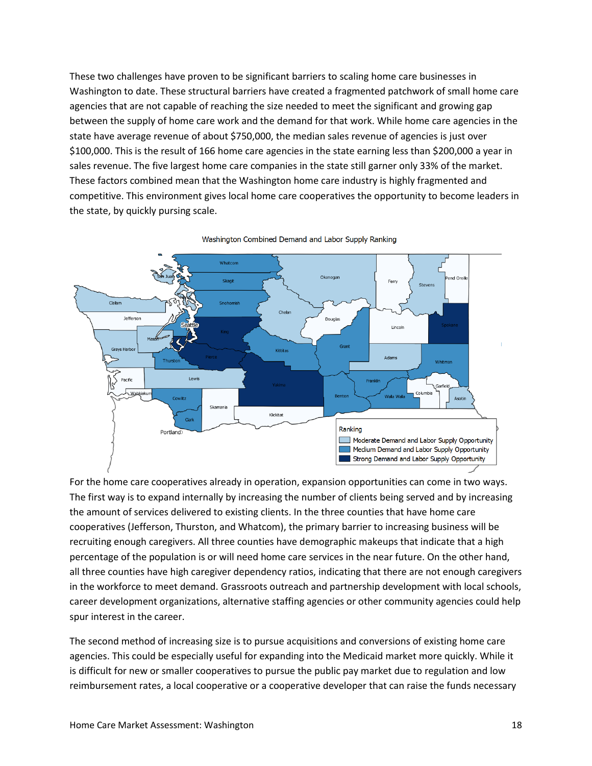These two challenges have proven to be significant barriers to scaling home care businesses in Washington to date. These structural barriers have created a fragmented patchwork of small home care agencies that are not capable of reaching the size needed to meet the significant and growing gap between the supply of home care work and the demand for that work. While home care agencies in the state have average revenue of about $750,000, the median sales revenue of agencies is just over $100,000. This is the result of 166 home care agencies in the state earning less than $200,000 a year in sales revenue. The five largest home care companies in the state still garner only 33% of the market. These factors combined mean that the Washington home care industry is highly fragmented and competitive. This environment gives local home care cooperatives the opportunity to become leaders in the state, by quickly pursing scale.

Washington Combined Demand and Labor Supply Ranking

For the home care cooperatives already in operation, expansion opportunities can come in two ways. The first way is to expand internally by increasing the number of clients being served and by increasing the amount of services delivered to existing clients. In the three counties that have home care cooperatives (Jefferson, Thurston, and Whatcom), the primary barrier to increasing business will be recruiting enough caregivers. All three counties have demographic makeups that indicate that a high percentage of the population is or will need home care services in the near future. On the other hand, all three counties have high caregiver dependency ratios, indicating that there are not enough caregivers in the workforce to meet demand. Grassroots outreach and partnership development with local schools, career development organizations, alternative staffing agencies or other community agencies could help spur interest in the career.

The second method of increasing size is to pursue acquisitions and conversions of existing home care agencies. This could be especially useful for expanding into the Medicaid market more quickly. While it is difficult for new or smaller cooperatives to pursue the public pay market due to regulation and low reimbursement rates, a local cooperative or a cooperative developer that can raise the funds necessary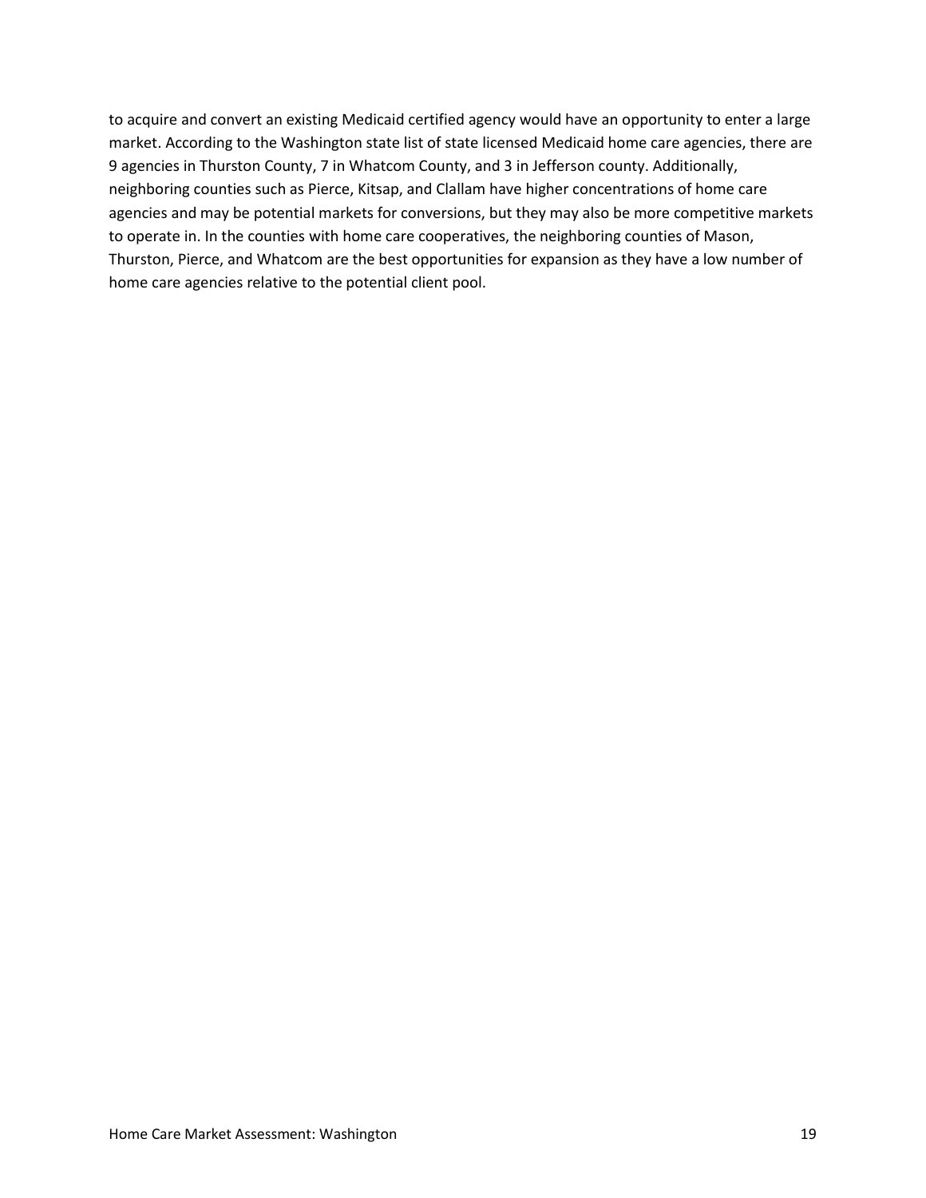to acquire and convert an existing Medicaid certified agency would have an opportunity to enter a large market. According to the Washington state list of state licensed Medicaid home care agencies, there are 9 agencies in Thurston County, 7 in Whatcom County, and 3 in Jefferson county. Additionally, neighboring counties such as Pierce, Kitsap, and Clallam have higher concentrations of home care agencies and may be potential markets for conversions, but they may also be more competitive markets to operate in. In the counties with home care cooperatives, the neighboring counties of Mason, Thurston, Pierce, and Whatcom are the best opportunities for expansion as they have a low number of home care agencies relative to the potential client pool.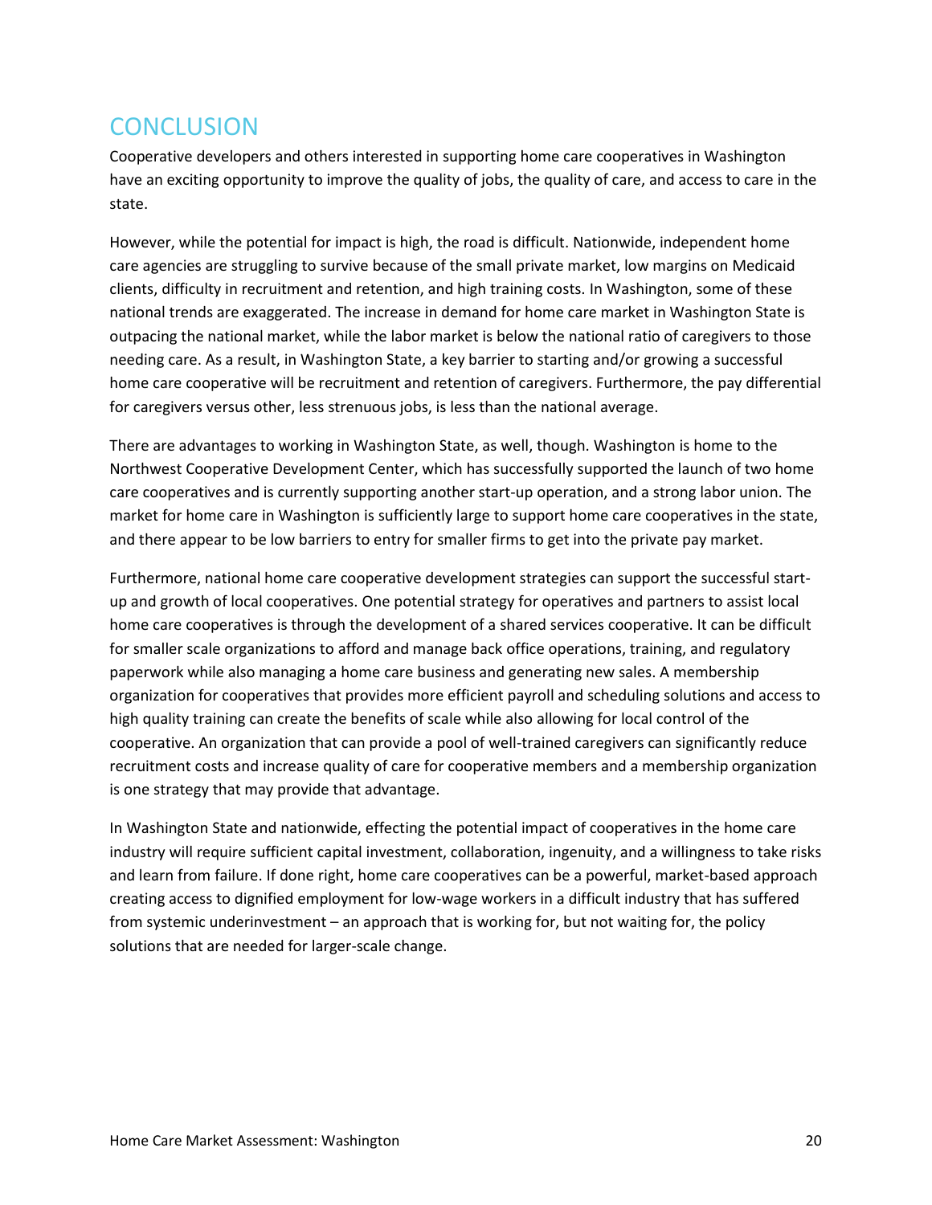# CONCLUSION

Cooperative developers and others interested in supporting home care cooperatives in Washington have an exciting opportunity to improve the quality of jobs, the quality of care, and access to care in the state.

However, while the potential for impact is high, the road is difficult. Nationwide, independent home care agencies are struggling to survive because of the small private market, low margins on Medicaid clients, difficulty in recruitment and retention, and high training costs. In Washington, some of these national trends are exaggerated. The increase in demand for home care market in Washington State is outpacing the national market, while the labor market is below the national ratio of caregivers to those needing care. As a result, in Washington State, a key barrier to starting and/or growing a successful home care cooperative will be recruitment and retention of caregivers. Furthermore, the pay differential for caregivers versus other, less strenuous jobs, is less than the national average.

There are advantages to working in Washington State, as well, though. Washington is home to the Northwest Cooperative Development Center, which has successfully supported the launch of two home care cooperatives and is currently supporting another start-up operation, and a strong labor union. The market for home care in Washington is sufficiently large to support home care cooperatives in the state, and there appear to be low barriers to entry for smaller firms to get into the private pay market.

Furthermore, national home care cooperative development strategies can support the successful start-up and growth of local cooperatives. One potential strategy for operatives and partners to assist local home care cooperatives is through the development of a shared services cooperative. It can be difficult for smaller scale organizations to afford and manage back office operations, training, and regulatory paperwork while also managing a home care business and generating new sales. A membership organization for cooperatives that provides more efficient payroll and scheduling solutions and access to high quality training can create the benefits of scale while also allowing for local control of the cooperative. An organization that can provide a pool of well-trained caregivers can significantly reduce recruitment costs and increase quality of care for cooperative members and a membership organization is one strategy that may provide that advantage.

In Washington State and nationwide, effecting the potential impact of cooperatives in the home care industry will require sufficient capital investment, collaboration, ingenuity, and a willingness to take risks and learn from failure. If done right, home care cooperatives can be a powerful, market-based approach creating access to dignified employment for low-wage workers in a difficult industry that has suffered from systemic underinvestment – an approach that is working for, but not waiting for, the policy solutions that are needed for larger-scale change.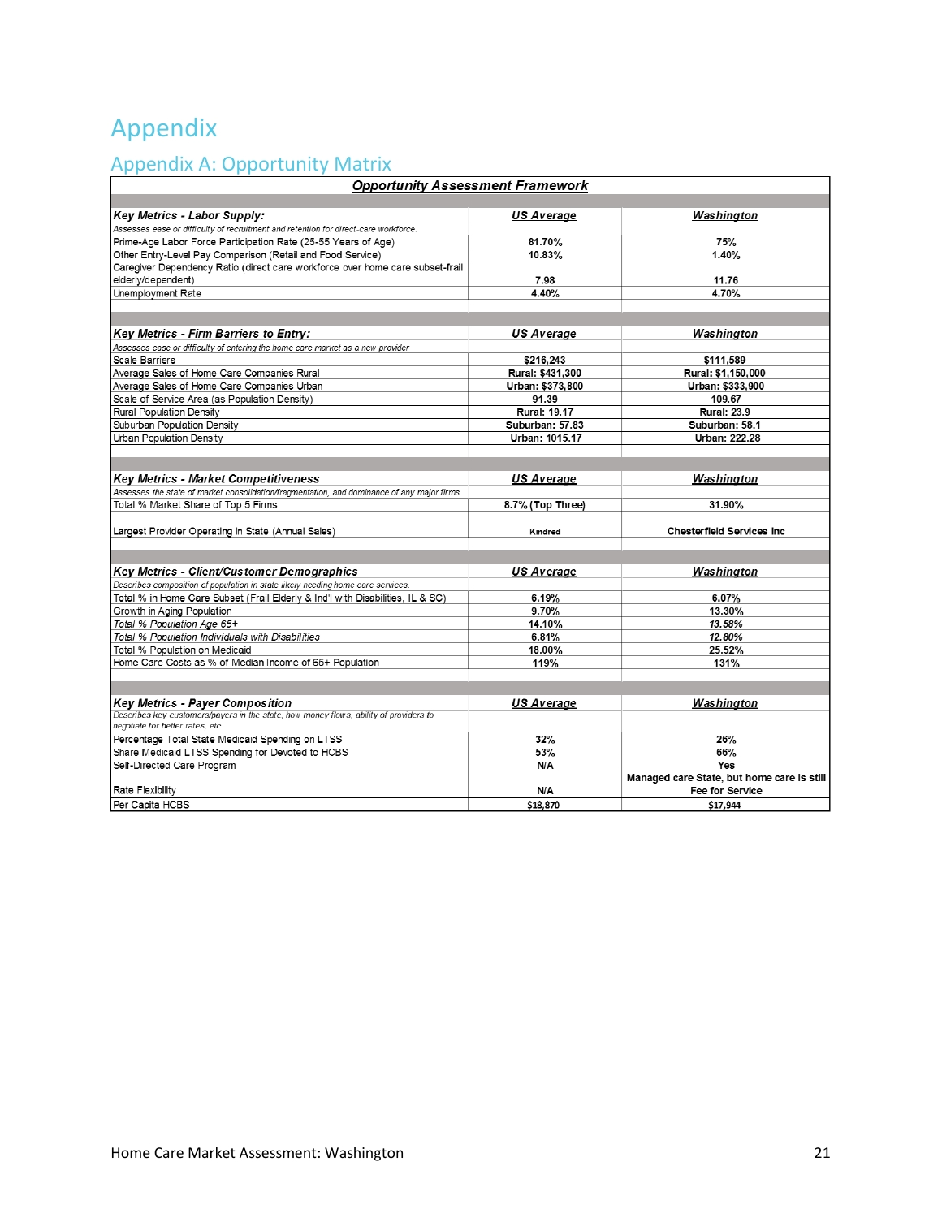# Appendix

## Appendix A: Opportunity Matrix

| ***Opportunity Assessment Framework*** | | |
|---|---|---|
| ***Key Metrics - Labor Supply:*** | ***US Average*** | ***Washington*** |
| *Assesses ease or difficulty of recruitment and retention for direct-care workforce* | | |
| Prime-Age Labor Force Participation Rate (25-55 Years of Age) | 81.70% | 75% |
| Other Entry-Level Pay Comparison (Retail and Food Service) | 10.83% | 1.40% |
| Caregiver Dependency Ratio (direct care workforce over home care subset-frail elderly/dependent) | 7.98 | 11.76 |
| Unemployment Rate | 4.40% | 4.70% |
| | | |
| ***Key Metrics - Firm Barriers to Entry:*** | ***US Average*** | ***Washington*** |
| *Assesses ease or difficulty of entering the home care market as a new provider* | | |
| Scale Barriers | $216,243 | $111,589 |
| Average Sales of Home Care Companies Rural | Rural: $431,300 | Rural: $1,150,000 |
| Average Sales of Home Care Companies Urban | Urban: $373,800 | Urban: $333,900 |
| Scale of Service Area (as Population Density) | 91.39 | 109.67 |
| Rural Population Density | Rural: 19.17 | Rural: 23.9 |
| Suburban Population Density | Suburban: 57.83 | Suburban: 58.1 |
| Urban Population Density | Urban: 1015.17 | Urban: 222.28 |
| | | |
| ***Key Metrics - Market Competitiveness*** | ***US Average*** | ***Washington*** |
| *Assesses the state of market consolidation/fragmentation, and dominance of any major firms.* | | |
| Total % Market Share of Top 5 Firms | 8.7% (Top Three) | 31.90% |
| Largest Provider Operating in State (Annual Sales) | Kindred | Chesterfield Services Inc |
| | | |
| ***Key Metrics - Client/Customer Demographics*** | ***US Average*** | ***Washington*** |
| *Describes composition of population in state likely needing home care services.* | | |
| Total % in Home Care Subset (Frail Elderly & Ind'l with Disabilities, IL & SC) | 6.19% | 6.07% |
| Growth in Aging Population | 9.70% | 13.30% |
| *Total % Population Age 65+* | 14.10% | *13.58%* |
| *Total % Population Individuals with Disabilities* | 6.81% | *12.80%* |
| Total % Population on Medicaid | 18.00% | 25.52% |
| Home Care Costs as % of Median Income of 65+ Population | 119% | 131% |
| | | |
| ***Key Metrics - Payer Composition*** | ***US Average*** | ***Washington*** |
| *Describes key customers/payers in the state, how money flows, ability of providers to negotiate for better rates, etc* | | |
| Percentage Total State Medicaid Spending on LTSS | 32% | 26% |
| Share Medicaid LTSS Spending for Devoted to HCBS | 53% | 66% |
| Self-Directed Care Program | N/A | Yes |
| Rate Flexibility | N/A | Managed care State, but home care is still Fee for Service |
| Per Capita HCBS | $18,870 | $17,944 |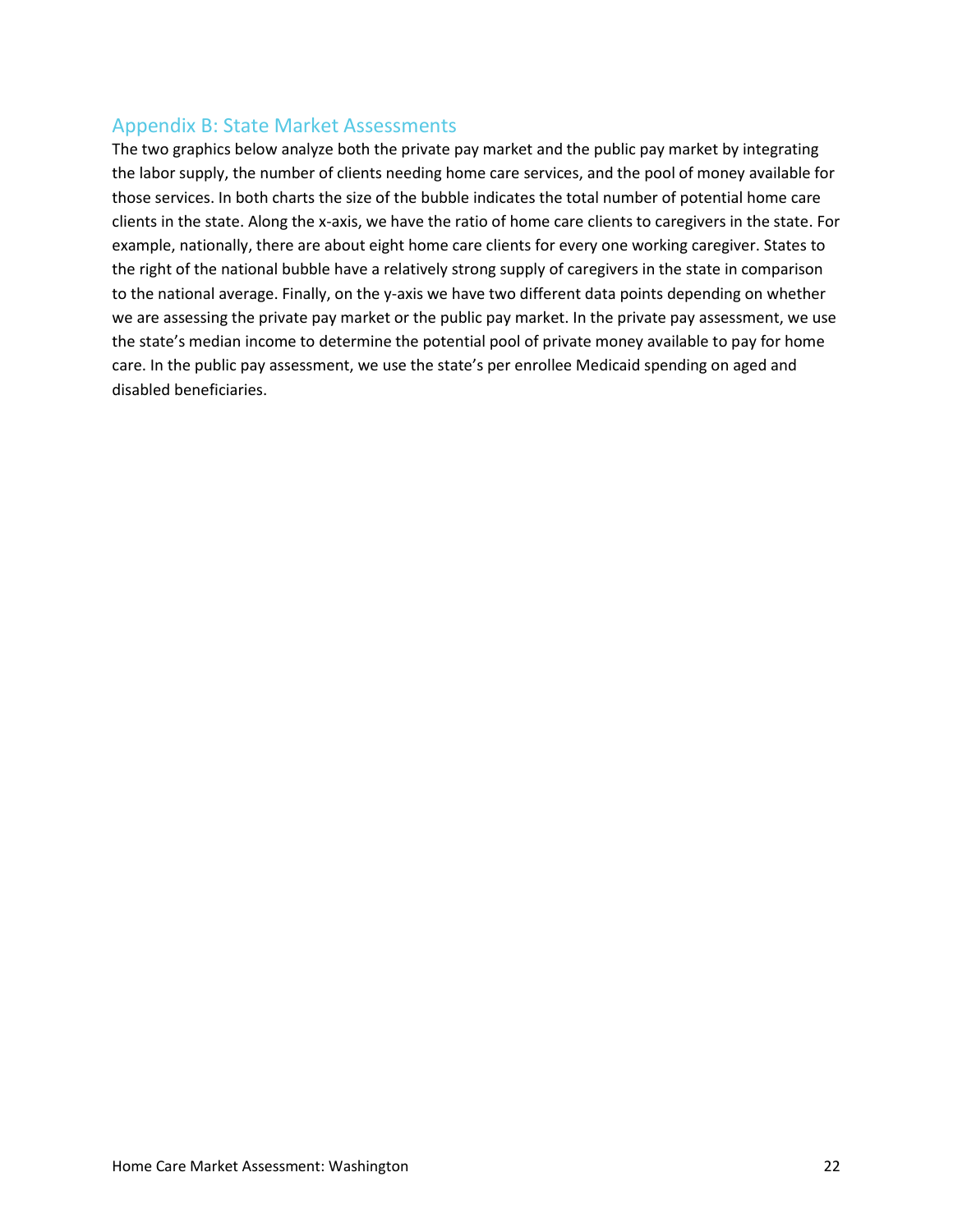## Appendix B: State Market Assessments

The two graphics below analyze both the private pay market and the public pay market by integrating the labor supply, the number of clients needing home care services, and the pool of money available for those services. In both charts the size of the bubble indicates the total number of potential home care clients in the state. Along the x-axis, we have the ratio of home care clients to caregivers in the state. For example, nationally, there are about eight home care clients for every one working caregiver. States to the right of the national bubble have a relatively strong supply of caregivers in the state in comparison to the national average. Finally, on the y-axis we have two different data points depending on whether we are assessing the private pay market or the public pay market. In the private pay assessment, we use the state's median income to determine the potential pool of private money available to pay for home care. In the public pay assessment, we use the state's per enrollee Medicaid spending on aged and disabled beneficiaries.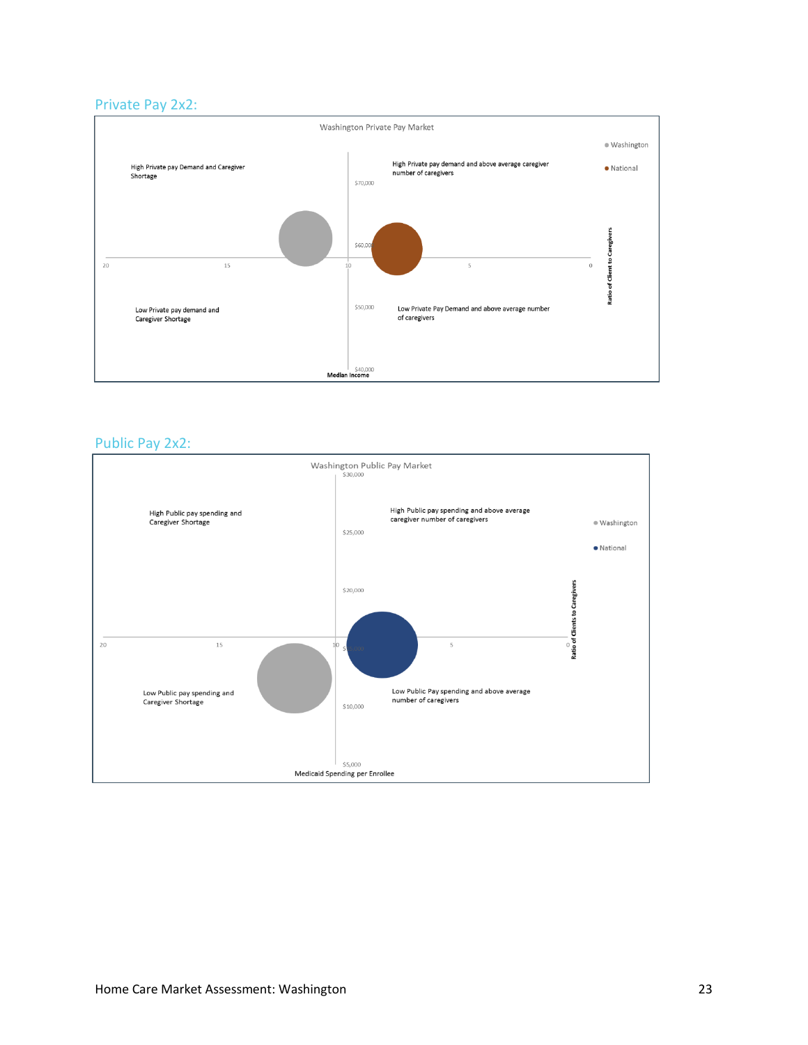## Private Pay 2x2:

Washington Private Pay Market

Washington

National

High Private pay Demand and Caregiver Shortage

High Private pay demand and above average caregiver number of caregivers

Low Private pay demand and Caregiver Shortage

Low Private Pay Demand and above average number of caregivers

$70,000

$60,000

$50,000

$40,000

20

15

10

5

0

Median Income

Ratio of Client to Caregivers

## Public Pay 2x2:

Washington Public Pay Market

Washington

National

High Public pay spending and Caregiver Shortage

High Public pay spending and above average caregiver number of caregivers

Low Public pay spending and Caregiver Shortage

Low Public Pay spending and above average number of caregivers

$30,000

$25,000

$20,000

$10,000

$5,000

20

15

10

5

0

Medicaid Spending per Enrollee

Ratio of Clients to Caregivers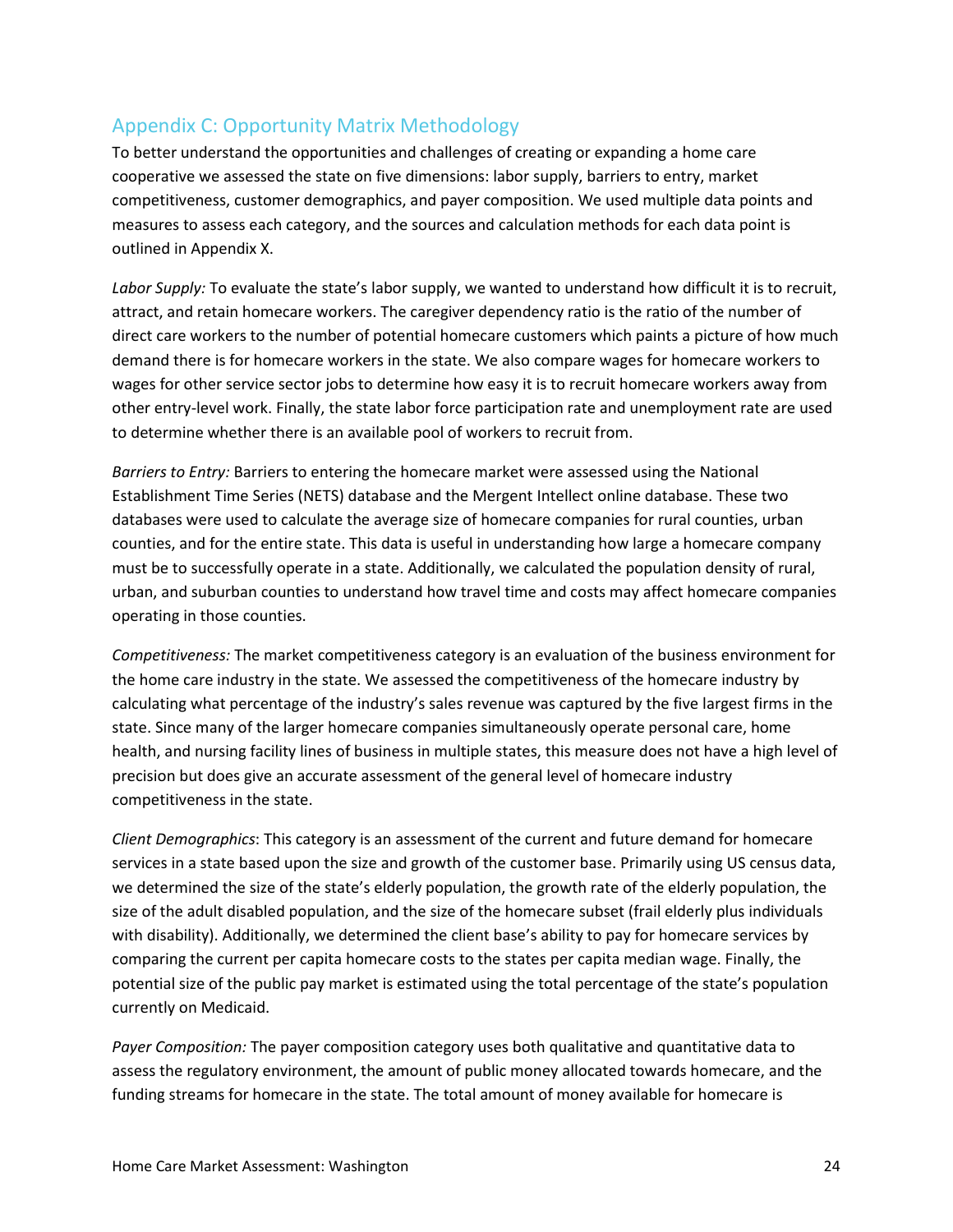## Appendix C: Opportunity Matrix Methodology

To better understand the opportunities and challenges of creating or expanding a home care cooperative we assessed the state on five dimensions: labor supply, barriers to entry, market competitiveness, customer demographics, and payer composition. We used multiple data points and measures to assess each category, and the sources and calculation methods for each data point is outlined in Appendix X.

*Labor Supply:* To evaluate the state's labor supply, we wanted to understand how difficult it is to recruit, attract, and retain homecare workers. The caregiver dependency ratio is the ratio of the number of direct care workers to the number of potential homecare customers which paints a picture of how much demand there is for homecare workers in the state. We also compare wages for homecare workers to wages for other service sector jobs to determine how easy it is to recruit homecare workers away from other entry-level work. Finally, the state labor force participation rate and unemployment rate are used to determine whether there is an available pool of workers to recruit from.

*Barriers to Entry:* Barriers to entering the homecare market were assessed using the National Establishment Time Series (NETS) database and the Mergent Intellect online database. These two databases were used to calculate the average size of homecare companies for rural counties, urban counties, and for the entire state. This data is useful in understanding how large a homecare company must be to successfully operate in a state. Additionally, we calculated the population density of rural, urban, and suburban counties to understand how travel time and costs may affect homecare companies operating in those counties.

*Competitiveness:* The market competitiveness category is an evaluation of the business environment for the home care industry in the state. We assessed the competitiveness of the homecare industry by calculating what percentage of the industry's sales revenue was captured by the five largest firms in the state. Since many of the larger homecare companies simultaneously operate personal care, home health, and nursing facility lines of business in multiple states, this measure does not have a high level of precision but does give an accurate assessment of the general level of homecare industry competitiveness in the state.

*Client Demographics*: This category is an assessment of the current and future demand for homecare services in a state based upon the size and growth of the customer base. Primarily using US census data, we determined the size of the state's elderly population, the growth rate of the elderly population, the size of the adult disabled population, and the size of the homecare subset (frail elderly plus individuals with disability). Additionally, we determined the client base's ability to pay for homecare services by comparing the current per capita homecare costs to the states per capita median wage. Finally, the potential size of the public pay market is estimated using the total percentage of the state's population currently on Medicaid.

*Payer Composition:* The payer composition category uses both qualitative and quantitative data to assess the regulatory environment, the amount of public money allocated towards homecare, and the funding streams for homecare in the state. The total amount of money available for homecare is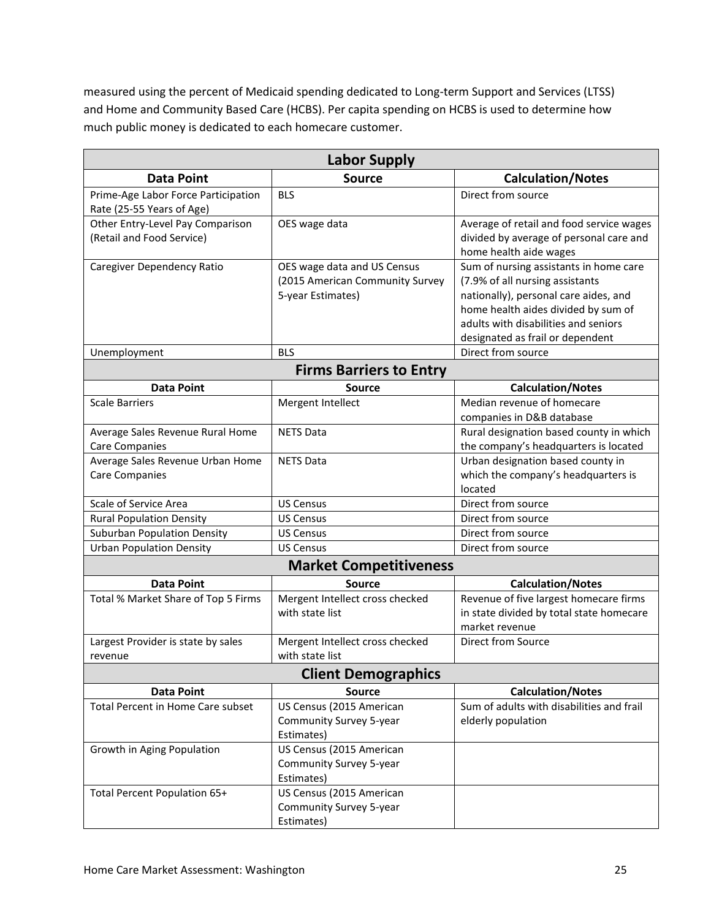measured using the percent of Medicaid spending dedicated to Long-term Support and Services (LTSS) and Home and Community Based Care (HCBS). Per capita spending on HCBS is used to determine how much public money is dedicated to each homecare customer.

| Labor Supply | | |
|---|---|---|
| **Data Point** | **Source** | **Calculation/Notes** |
| Prime-Age Labor Force Participation Rate (25-55 Years of Age) | BLS | Direct from source |
| Other Entry-Level Pay Comparison (Retail and Food Service) | OES wage data | Average of retail and food service wages divided by average of personal care and home health aide wages |
| Caregiver Dependency Ratio | OES wage data and US Census (2015 American Community Survey 5-year Estimates) | Sum of nursing assistants in home care (7.9% of all nursing assistants nationally), personal care aides, and home health aides divided by sum of adults with disabilities and seniors designated as frail or dependent |
| Unemployment | BLS | Direct from source |
| **Firms Barriers to Entry** | | |
| **Data Point** | **Source** | **Calculation/Notes** |
| Scale Barriers | Mergent Intellect | Median revenue of homecare companies in D&B database |
| Average Sales Revenue Rural Home Care Companies | NETS Data | Rural designation based county in which the company's headquarters is located |
| Average Sales Revenue Urban Home Care Companies | NETS Data | Urban designation based county in which the company's headquarters is located |
| Scale of Service Area | US Census | Direct from source |
| Rural Population Density | US Census | Direct from source |
| Suburban Population Density | US Census | Direct from source |
| Urban Population Density | US Census | Direct from source |
| **Market Competitiveness** | | |
| **Data Point** | **Source** | **Calculation/Notes** |
| Total % Market Share of Top 5 Firms | Mergent Intellect cross checked with state list | Revenue of five largest homecare firms in state divided by total state homecare market revenue |
| Largest Provider is state by sales revenue | Mergent Intellect cross checked with state list | Direct from Source |
| **Client Demographics** | | |
| **Data Point** | **Source** | **Calculation/Notes** |
| Total Percent in Home Care subset | US Census (2015 American Community Survey 5-year Estimates) | Sum of adults with disabilities and frail elderly population |
| Growth in Aging Population | US Census (2015 American Community Survey 5-year Estimates) | |
| Total Percent Population 65+ | US Census (2015 American Community Survey 5-year Estimates) | |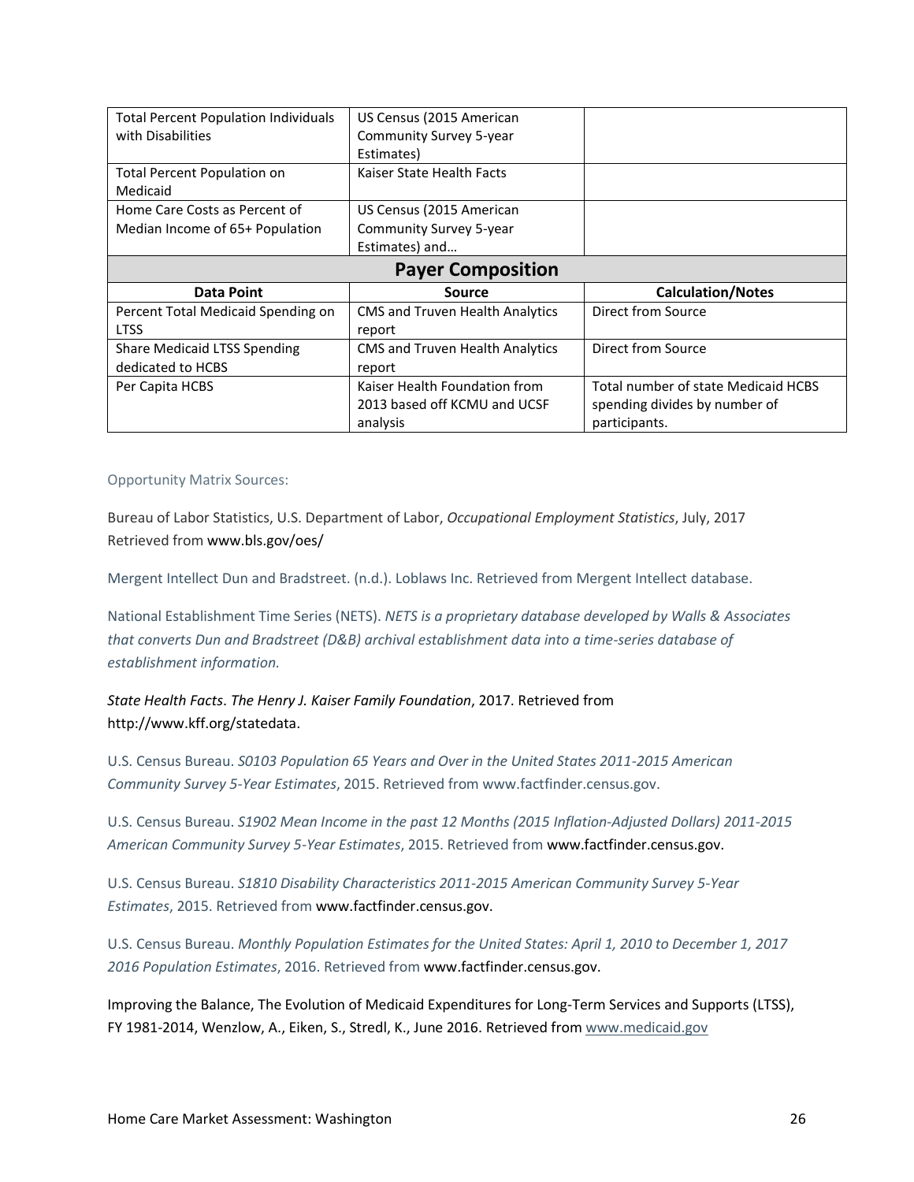| | | |
|---|---|---|
| Total Percent Population Individuals with Disabilities | US Census (2015 American Community Survey 5-year Estimates) | |
| Total Percent Population on Medicaid | Kaiser State Health Facts | |
| Home Care Costs as Percent of Median Income of 65+ Population | US Census (2015 American Community Survey 5-year Estimates) and… | |
| **Payer Composition** | | |
| **Data Point** | **Source** | **Calculation/Notes** |
| Percent Total Medicaid Spending on LTSS | CMS and Truven Health Analytics report | Direct from Source |
| Share Medicaid LTSS Spending dedicated to HCBS | CMS and Truven Health Analytics report | Direct from Source |
| Per Capita HCBS | Kaiser Health Foundation from 2013 based off KCMU and UCSF analysis | Total number of state Medicaid HCBS spending divides by number of participants. |

Opportunity Matrix Sources:

Bureau of Labor Statistics, U.S. Department of Labor, *Occupational Employment Statistics*, July, 2017 Retrieved from www.bls.gov/oes/

Mergent Intellect Dun and Bradstreet. (n.d.). Loblaws Inc. Retrieved from Mergent Intellect database.

National Establishment Time Series (NETS). *NETS is a proprietary database developed by Walls & Associates that converts Dun and Bradstreet (D&B) archival establishment data into a time-series database of establishment information.*

*State Health Facts*. *The Henry J. Kaiser Family Foundation*, 2017. Retrieved from http://www.kff.org/statedata.

U.S. Census Bureau. *S0103 Population 65 Years and Over in the United States 2011-2015 American Community Survey 5-Year Estimates*, 2015. Retrieved from www.factfinder.census.gov.

U.S. Census Bureau. *S1902 Mean Income in the past 12 Months (2015 Inflation-Adjusted Dollars) 2011-2015 American Community Survey 5-Year Estimates*, 2015. Retrieved from www.factfinder.census.gov.

U.S. Census Bureau. *S1810 Disability Characteristics 2011-2015 American Community Survey 5-Year Estimates*, 2015. Retrieved from www.factfinder.census.gov.

U.S. Census Bureau. *Monthly Population Estimates for the United States: April 1, 2010 to December 1, 2017 2016 Population Estimates*, 2016. Retrieved from www.factfinder.census.gov.

Improving the Balance, The Evolution of Medicaid Expenditures for Long-Term Services and Supports (LTSS), FY 1981-2014, Wenzlow, A., Eiken, S., Stredl, K., June 2016. Retrieved from www.medicaid.gov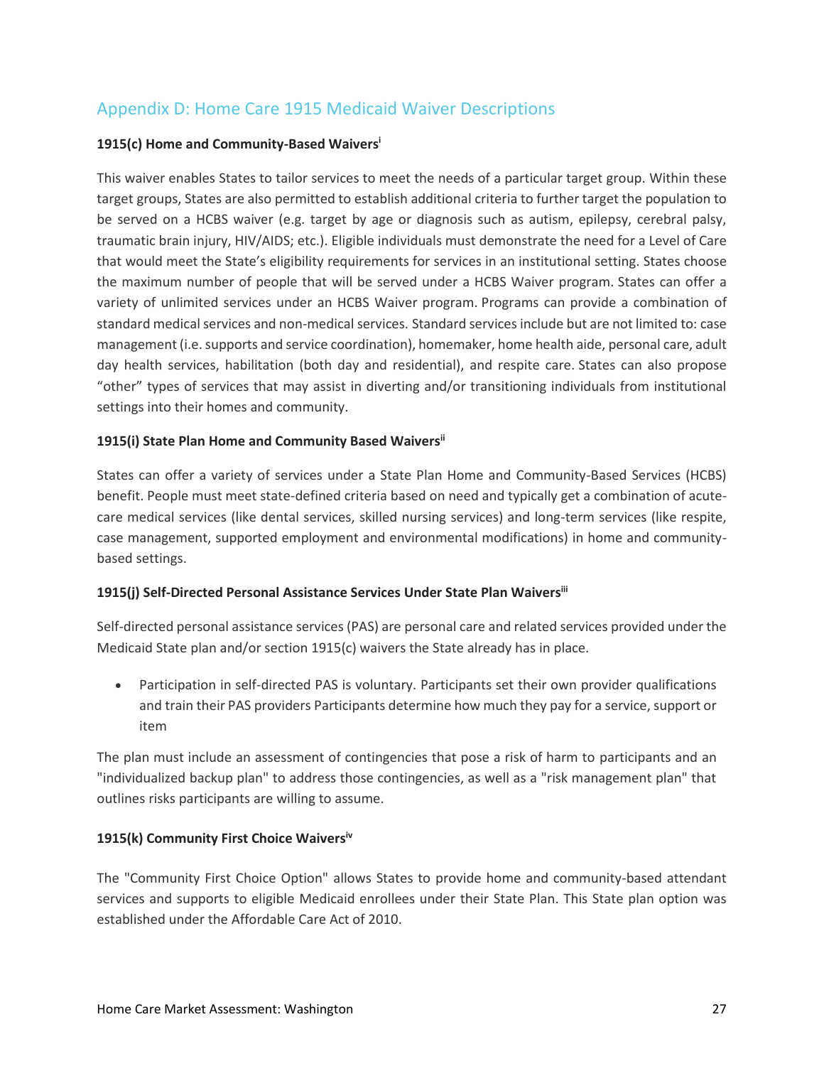## Appendix D: Home Care 1915 Medicaid Waiver Descriptions

**1915(c) Home and Community-Based Waivers[i]**

This waiver enables States to tailor services to meet the needs of a particular target group. Within these target groups, States are also permitted to establish additional criteria to further target the population to be served on a HCBS waiver (e.g. target by age or diagnosis such as autism, epilepsy, cerebral palsy, traumatic brain injury, HIV/AIDS; etc.). Eligible individuals must demonstrate the need for a Level of Care that would meet the State's eligibility requirements for services in an institutional setting. States choose the maximum number of people that will be served under a HCBS Waiver program. States can offer a variety of unlimited services under an HCBS Waiver program. Programs can provide a combination of standard medical services and non-medical services. Standard services include but are not limited to: case management (i.e. supports and service coordination), homemaker, home health aide, personal care, adult day health services, habilitation (both day and residential), and respite care. States can also propose "other" types of services that may assist in diverting and/or transitioning individuals from institutional settings into their homes and community.

**1915(i) State Plan Home and Community Based Waivers[ii]**

States can offer a variety of services under a State Plan Home and Community-Based Services (HCBS) benefit. People must meet state-defined criteria based on need and typically get a combination of acute-care medical services (like dental services, skilled nursing services) and long-term services (like respite, case management, supported employment and environmental modifications) in home and community-based settings.

**1915(j) Self-Directed Personal Assistance Services Under State Plan Waivers[iii]**

Self-directed personal assistance services (PAS) are personal care and related services provided under the Medicaid State plan and/or section 1915(c) waivers the State already has in place.

- Participation in self-directed PAS is voluntary. Participants set their own provider qualifications and train their PAS providers Participants determine how much they pay for a service, support or item

The plan must include an assessment of contingencies that pose a risk of harm to participants and an "individualized backup plan" to address those contingencies, as well as a "risk management plan" that outlines risks participants are willing to assume.

**1915(k) Community First Choice Waivers[iv]**

The "Community First Choice Option" allows States to provide home and community-based attendant services and supports to eligible Medicaid enrollees under their State Plan. This State plan option was established under the Affordable Care Act of 2010.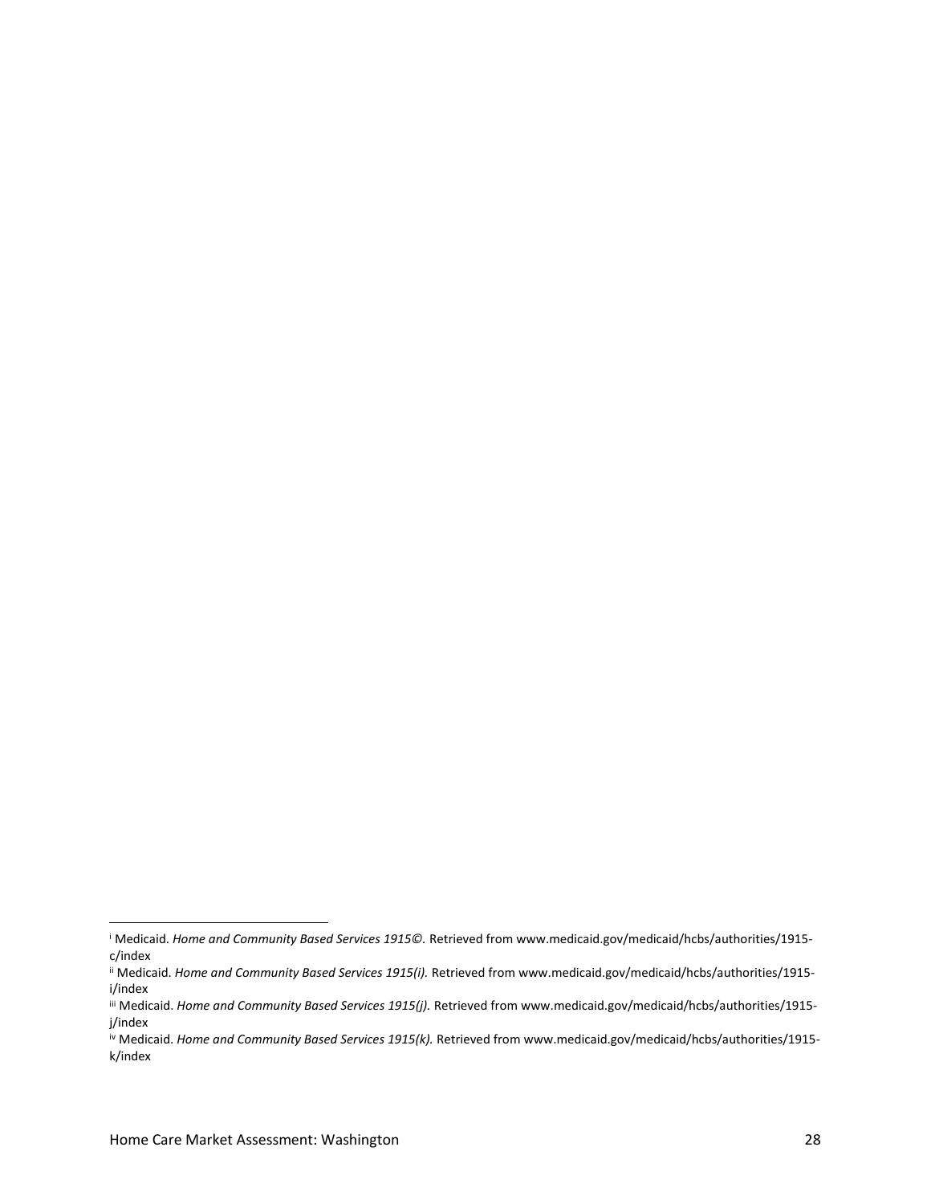[i] Medicaid. *Home and Community Based Services 1915©.* Retrieved from www.medicaid.gov/medicaid/hcbs/authorities/1915-c/index

[ii] Medicaid. *Home and Community Based Services 1915(i).* Retrieved from www.medicaid.gov/medicaid/hcbs/authorities/1915-i/index

[iii] Medicaid. *Home and Community Based Services 1915(j).* Retrieved from www.medicaid.gov/medicaid/hcbs/authorities/1915-j/index

[iv] Medicaid. *Home and Community Based Services 1915(k).* Retrieved from www.medicaid.gov/medicaid/hcbs/authorities/1915-k/index